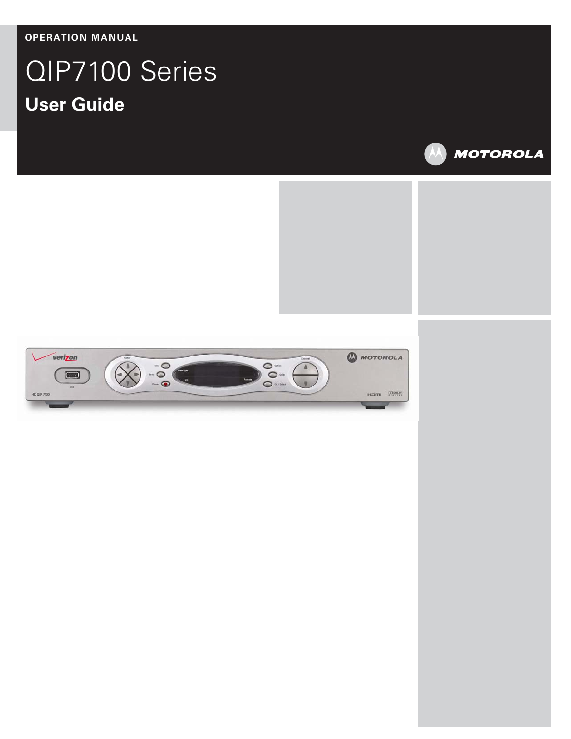OPERATION MANUAL

# QIP7100 Series

## User Guide

MOTOROLA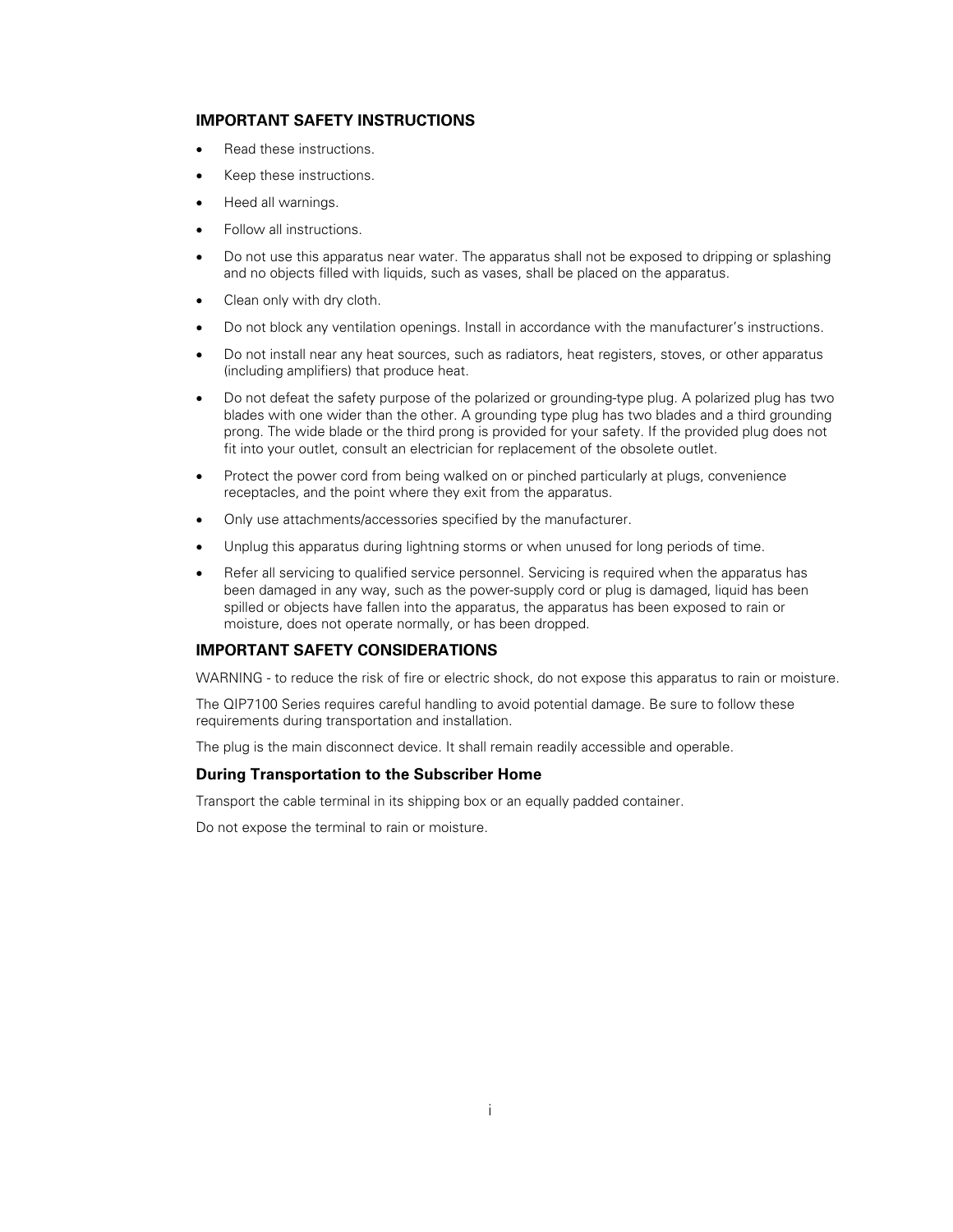## IMPORTANT SAFETY INSTRUCTIONS

- Read these instructions.
- Keep these instructions.
- Heed all warnings.
- Follow all instructions.
- Do not use this apparatus near water. The apparatus shall not be exposed to dripping or splashing and no objects filled with liquids, such as vases, shall be placed on the apparatus.
- Clean only with dry cloth.
- Do not block any ventilation openings. Install in accordance with the manufacturer's instructions.
- Do not install near any heat sources, such as radiators, heat registers, stoves, or other apparatus (including amplifiers) that produce heat.
- Do not defeat the safety purpose of the polarized or grounding-type plug. A polarized plug has two blades with one wider than the other. A grounding type plug has two blades and a third grounding prong. The wide blade or the third prong is provided for your safety. If the provided plug does not fit into your outlet, consult an electrician for replacement of the obsolete outlet.
- Protect the power cord from being walked on or pinched particularly at plugs, convenience receptacles, and the point where they exit from the apparatus.
- Only use attachments/accessories specified by the manufacturer.
- Unplug this apparatus during lightning storms or when unused for long periods of time.
- Refer all servicing to qualified service personnel. Servicing is required when the apparatus has been damaged in any way, such as the power-supply cord or plug is damaged, liquid has been spilled or objects have fallen into the apparatus, the apparatus has been exposed to rain or moisture, does not operate normally, or has been dropped.

## IMPORTANT SAFETY CONSIDERATIONS

WARNING - to reduce the risk of fire or electric shock, do not expose this apparatus to rain or moisture.

The QIP7100 Series requires careful handling to avoid potential damage. Be sure to follow these requirements during transportation and installation.

The plug is the main disconnect device. It shall remain readily accessible and operable.

### During Transportation to the Subscriber Home

Transport the cable terminal in its shipping box or an equally padded container.

Do not expose the terminal to rain or moisture.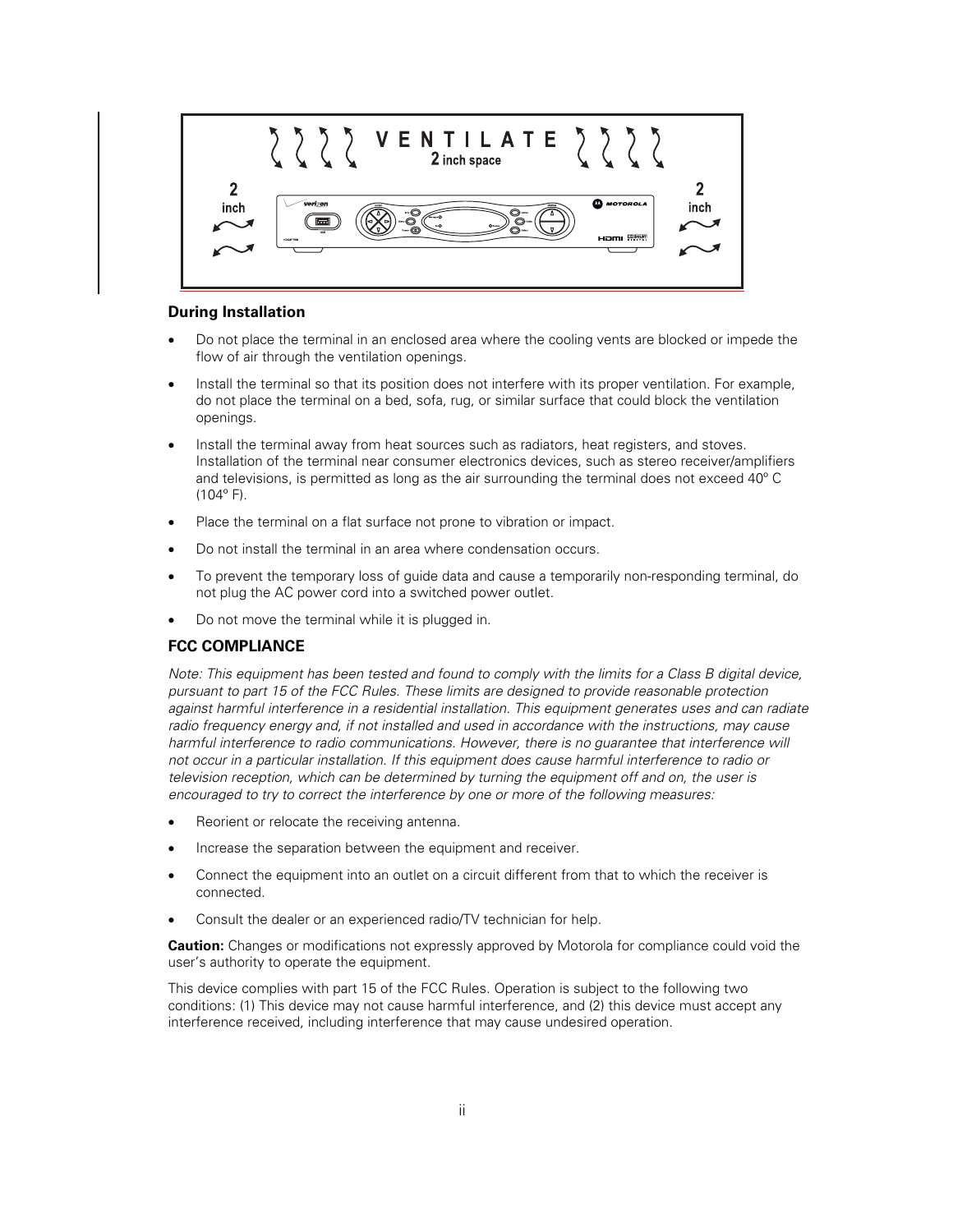## During Installation

- Do not place the terminal in an enclosed area where the cooling vents are blocked or impede the flow of air through the ventilation openings.
- Install the terminal so that its position does not interfere with its proper ventilation. For example, do not place the terminal on a bed, sofa, rug, or similar surface that could block the ventilation openings.
- Install the terminal away from heat sources such as radiators, heat registers, and stoves. Installation of the terminal near consumer electronics devices, such as stereo receiver/amplifiers and televisions, is permitted as long as the air surrounding the terminal does not exceed 40º C (104º F).
- Place the terminal on a flat surface not prone to vibration or impact.
- Do not install the terminal in an area where condensation occurs.
- To prevent the temporary loss of guide data and cause a temporarily non-responding terminal, do not plug the AC power cord into a switched power outlet.
- Do not move the terminal while it is plugged in.

## FCC COMPLIANCE

*Note: This equipment has been tested and found to comply with the limits for a Class B digital device, pursuant to part 15 of the FCC Rules. These limits are designed to provide reasonable protection against harmful interference in a residential installation. This equipment generates uses and can radiate radio frequency energy and, if not installed and used in accordance with the instructions, may cause harmful interference to radio communications. However, there is no guarantee that interference will not occur in a particular installation. If this equipment does cause harmful interference to radio or television reception, which can be determined by turning the equipment off and on, the user is encouraged to try to correct the interference by one or more of the following measures:*

- Reorient or relocate the receiving antenna.
- Increase the separation between the equipment and receiver.
- Connect the equipment into an outlet on a circuit different from that to which the receiver is connected.
- Consult the dealer or an experienced radio/TV technician for help.

**Caution:** Changes or modifications not expressly approved by Motorola for compliance could void the user's authority to operate the equipment.

This device complies with part 15 of the FCC Rules. Operation is subject to the following two conditions: (1) This device may not cause harmful interference, and (2) this device must accept any interference received, including interference that may cause undesired operation.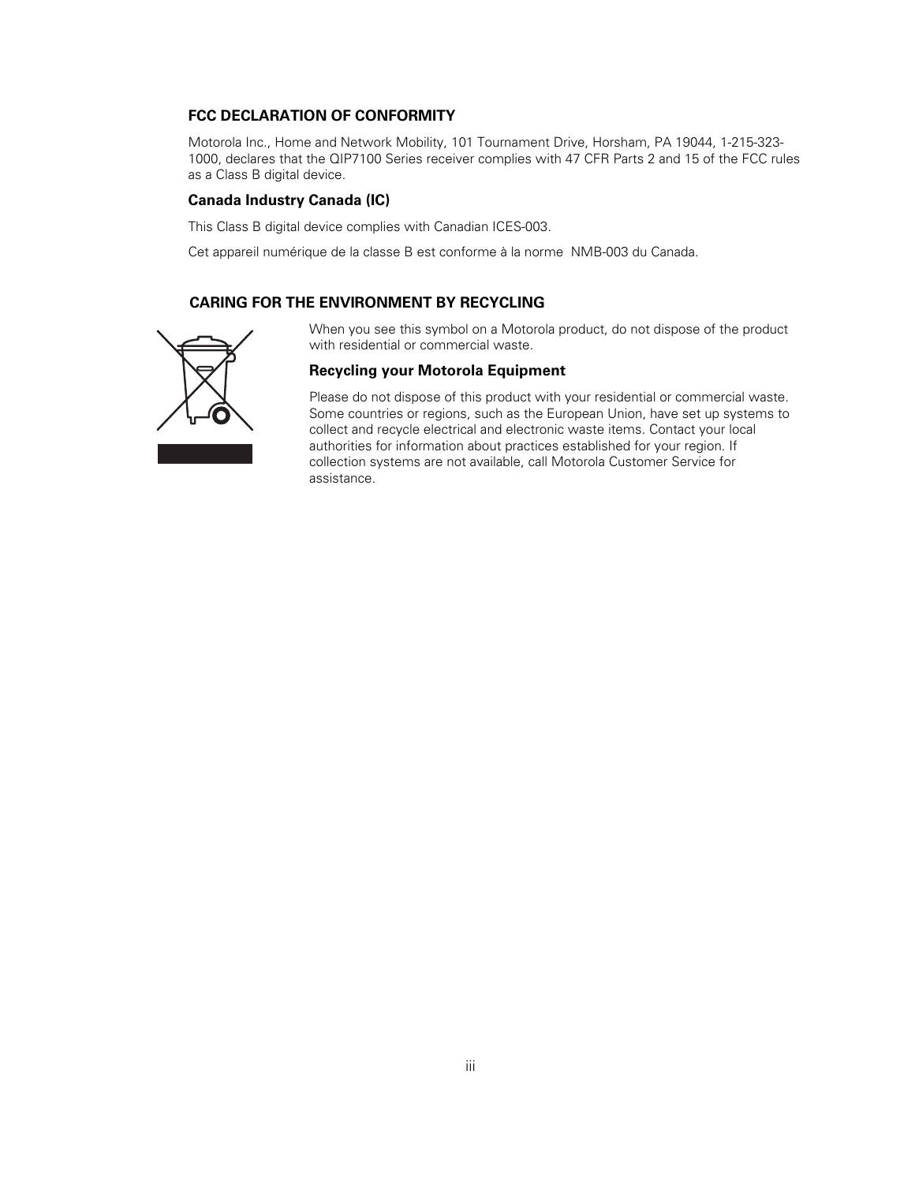## FCC DECLARATION OF CONFORMITY

Motorola Inc., Home and Network Mobility, 101 Tournament Drive, Horsham, PA 19044, 1-215-323-1000, declares that the QIP7100 Series receiver complies with 47 CFR Parts 2 and 15 of the FCC rules as a Class B digital device.

### Canada Industry Canada (IC)

This Class B digital device complies with Canadian ICES-003.

Cet appareil numérique de la classe B est conforme à la norme NMB-003 du Canada.

## CARING FOR THE ENVIRONMENT BY RECYCLING

When you see this symbol on a Motorola product, do not dispose of the product with residential or commercial waste.

### Recycling your Motorola Equipment

Please do not dispose of this product with your residential or commercial waste. Some countries or regions, such as the European Union, have set up systems to collect and recycle electrical and electronic waste items. Contact your local authorities for information about practices established for your region. If collection systems are not available, call Motorola Customer Service for assistance.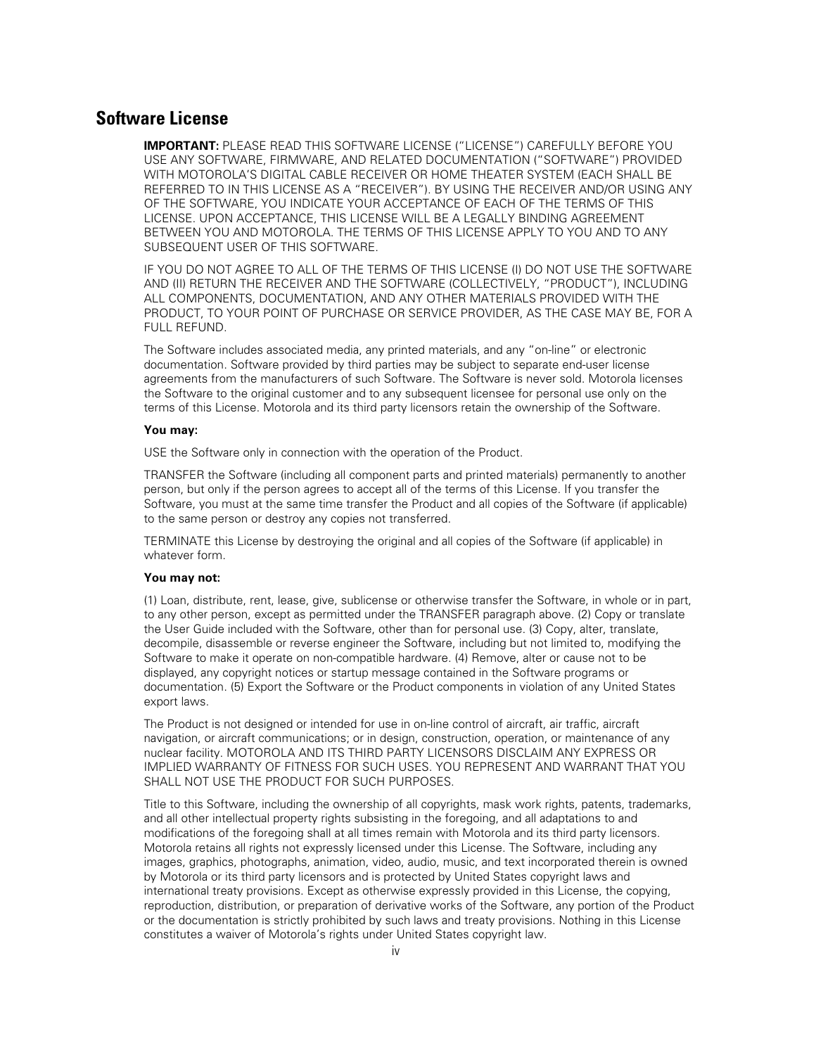## Software License

**IMPORTANT:** PLEASE READ THIS SOFTWARE LICENSE (“LICENSE”) CAREFULLY BEFORE YOU USE ANY SOFTWARE, FIRMWARE, AND RELATED DOCUMENTATION (“SOFTWARE”) PROVIDED WITH MOTOROLA’S DIGITAL CABLE RECEIVER OR HOME THEATER SYSTEM (EACH SHALL BE REFERRED TO IN THIS LICENSE AS A “RECEIVER”). BY USING THE RECEIVER AND/OR USING ANY OF THE SOFTWARE, YOU INDICATE YOUR ACCEPTANCE OF EACH OF THE TERMS OF THIS LICENSE. UPON ACCEPTANCE, THIS LICENSE WILL BE A LEGALLY BINDING AGREEMENT BETWEEN YOU AND MOTOROLA. THE TERMS OF THIS LICENSE APPLY TO YOU AND TO ANY SUBSEQUENT USER OF THIS SOFTWARE.

IF YOU DO NOT AGREE TO ALL OF THE TERMS OF THIS LICENSE (I) DO NOT USE THE SOFTWARE AND (II) RETURN THE RECEIVER AND THE SOFTWARE (COLLECTIVELY, “PRODUCT”), INCLUDING ALL COMPONENTS, DOCUMENTATION, AND ANY OTHER MATERIALS PROVIDED WITH THE PRODUCT, TO YOUR POINT OF PURCHASE OR SERVICE PROVIDER, AS THE CASE MAY BE, FOR A FULL REFUND.

The Software includes associated media, any printed materials, and any “on-line” or electronic documentation. Software provided by third parties may be subject to separate end-user license agreements from the manufacturers of such Software. The Software is never sold. Motorola licenses the Software to the original customer and to any subsequent licensee for personal use only on the terms of this License. Motorola and its third party licensors retain the ownership of the Software.

**You may:**

USE the Software only in connection with the operation of the Product.

TRANSFER the Software (including all component parts and printed materials) permanently to another person, but only if the person agrees to accept all of the terms of this License. If you transfer the Software, you must at the same time transfer the Product and all copies of the Software (if applicable) to the same person or destroy any copies not transferred.

TERMINATE this License by destroying the original and all copies of the Software (if applicable) in whatever form.

**You may not:**

(1) Loan, distribute, rent, lease, give, sublicense or otherwise transfer the Software, in whole or in part, to any other person, except as permitted under the TRANSFER paragraph above. (2) Copy or translate the User Guide included with the Software, other than for personal use. (3) Copy, alter, translate, decompile, disassemble or reverse engineer the Software, including but not limited to, modifying the Software to make it operate on non-compatible hardware. (4) Remove, alter or cause not to be displayed, any copyright notices or startup message contained in the Software programs or documentation. (5) Export the Software or the Product components in violation of any United States export laws.

The Product is not designed or intended for use in on-line control of aircraft, air traffic, aircraft navigation, or aircraft communications; or in design, construction, operation, or maintenance of any nuclear facility. MOTOROLA AND ITS THIRD PARTY LICENSORS DISCLAIM ANY EXPRESS OR IMPLIED WARRANTY OF FITNESS FOR SUCH USES. YOU REPRESENT AND WARRANT THAT YOU SHALL NOT USE THE PRODUCT FOR SUCH PURPOSES.

Title to this Software, including the ownership of all copyrights, mask work rights, patents, trademarks, and all other intellectual property rights subsisting in the foregoing, and all adaptations to and modifications of the foregoing shall at all times remain with Motorola and its third party licensors. Motorola retains all rights not expressly licensed under this License. The Software, including any images, graphics, photographs, animation, video, audio, music, and text incorporated therein is owned by Motorola or its third party licensors and is protected by United States copyright laws and international treaty provisions. Except as otherwise expressly provided in this License, the copying, reproduction, distribution, or preparation of derivative works of the Software, any portion of the Product or the documentation is strictly prohibited by such laws and treaty provisions. Nothing in this License constitutes a waiver of Motorola’s rights under United States copyright law.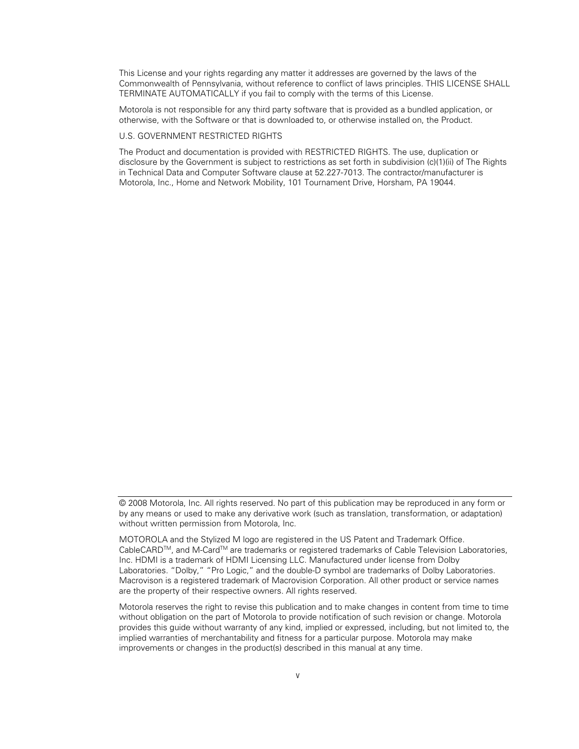This License and your rights regarding any matter it addresses are governed by the laws of the Commonwealth of Pennsylvania, without reference to conflict of laws principles. THIS LICENSE SHALL TERMINATE AUTOMATICALLY if you fail to comply with the terms of this License.

Motorola is not responsible for any third party software that is provided as a bundled application, or otherwise, with the Software or that is downloaded to, or otherwise installed on, the Product.

U.S. GOVERNMENT RESTRICTED RIGHTS

The Product and documentation is provided with RESTRICTED RIGHTS. The use, duplication or disclosure by the Government is subject to restrictions as set forth in subdivision (c)(1)(ii) of The Rights in Technical Data and Computer Software clause at 52.227-7013. The contractor/manufacturer is Motorola, Inc., Home and Network Mobility, 101 Tournament Drive, Horsham, PA 19044.

---

© 2008 Motorola, Inc. All rights reserved. No part of this publication may be reproduced in any form or by any means or used to make any derivative work (such as translation, transformation, or adaptation) without written permission from Motorola, Inc.

MOTOROLA and the Stylized M logo are registered in the US Patent and Trademark Office. CableCARD™, and M-Card™ are trademarks or registered trademarks of Cable Television Laboratories, Inc. HDMI is a trademark of HDMI Licensing LLC. Manufactured under license from Dolby Laboratories. "Dolby," "Pro Logic," and the double-D symbol are trademarks of Dolby Laboratories. Macrovison is a registered trademark of Macrovision Corporation. All other product or service names are the property of their respective owners. All rights reserved.

Motorola reserves the right to revise this publication and to make changes in content from time to time without obligation on the part of Motorola to provide notification of such revision or change. Motorola provides this guide without warranty of any kind, implied or expressed, including, but not limited to, the implied warranties of merchantability and fitness for a particular purpose. Motorola may make improvements or changes in the product(s) described in this manual at any time.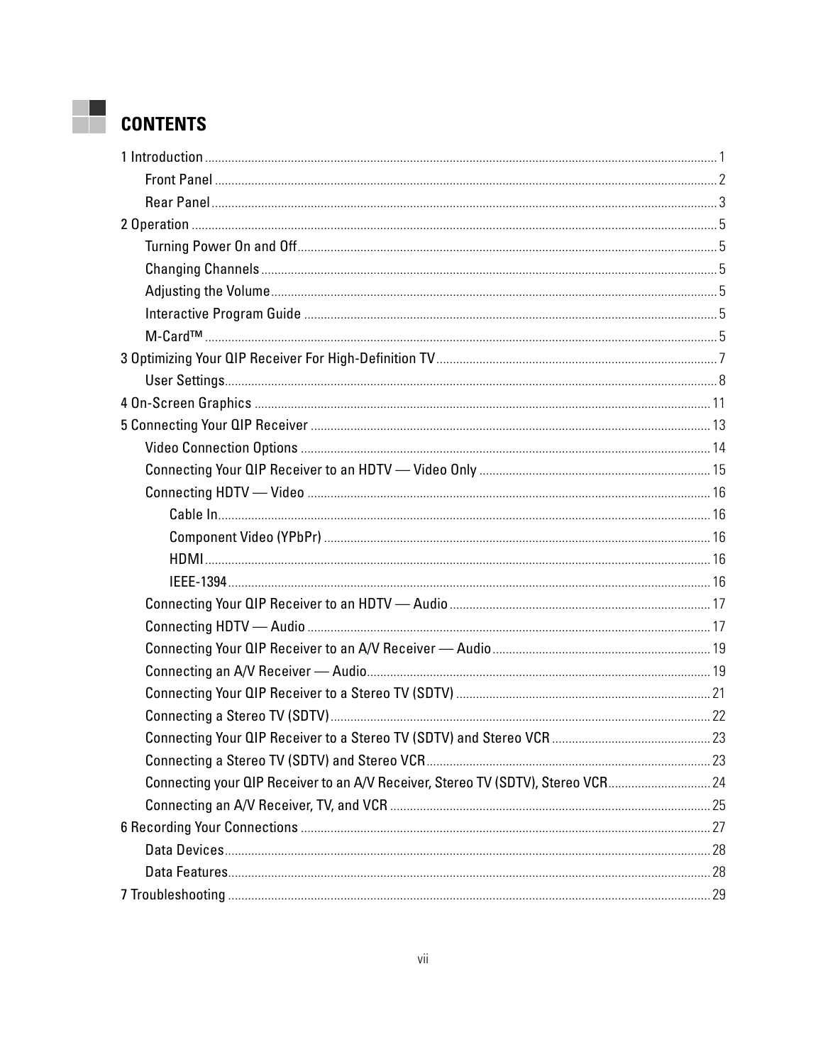# CONTENTS

1 Introduction ........ 1
- Front Panel ........ 2
- Rear Panel ........ 3

2 Operation ........ 5
- Turning Power On and Off ........ 5
- Changing Channels ........ 5
- Adjusting the Volume ........ 5
- Interactive Program Guide ........ 5
- M-Card™ ........ 5

3 Optimizing Your QIP Receiver For High-Definition TV ........ 7
- User Settings ........ 8

4 On-Screen Graphics ........ 11

5 Connecting Your QIP Receiver ........ 13
- Video Connection Options ........ 14
- Connecting Your QIP Receiver to an HDTV — Video Only ........ 15
- Connecting HDTV — Video ........ 16
  - Cable In ........ 16
  - Component Video (YPbPr) ........ 16
  - HDMI ........ 16
  - IEEE-1394 ........ 16
- Connecting Your QIP Receiver to an HDTV — Audio ........ 17
- Connecting HDTV — Audio ........ 17
- Connecting Your QIP Receiver to an A/V Receiver — Audio ........ 19
- Connecting an A/V Receiver — Audio ........ 19
- Connecting Your QIP Receiver to a Stereo TV (SDTV) ........ 21
- Connecting a Stereo TV (SDTV) ........ 22
- Connecting Your QIP Receiver to a Stereo TV (SDTV) and Stereo VCR ........ 23
- Connecting a Stereo TV (SDTV) and Stereo VCR ........ 23
- Connecting your QIP Receiver to an A/V Receiver, Stereo TV (SDTV), Stereo VCR ........ 24
- Connecting an A/V Receiver, TV, and VCR ........ 25

6 Recording Your Connections ........ 27
- Data Devices ........ 28
- Data Features ........ 28

7 Troubleshooting ........ 29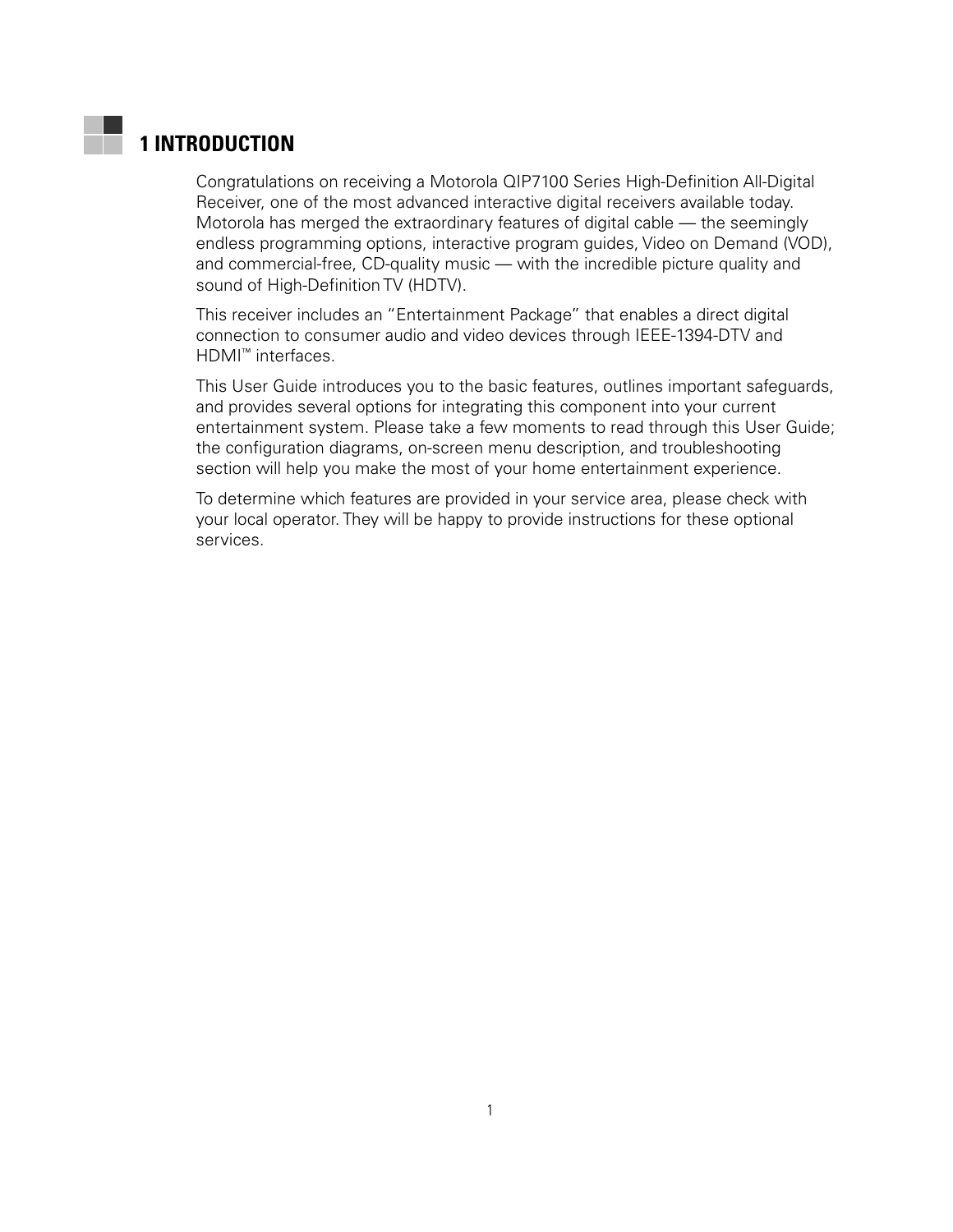# 1 INTRODUCTION

Congratulations on receiving a Motorola QIP7100 Series High-Definition All-Digital Receiver, one of the most advanced interactive digital receivers available today. Motorola has merged the extraordinary features of digital cable — the seemingly endless programming options, interactive program guides, Video on Demand (VOD), and commercial-free, CD-quality music — with the incredible picture quality and sound of High-Definition TV (HDTV).

This receiver includes an "Entertainment Package" that enables a direct digital connection to consumer audio and video devices through IEEE-1394-DTV and HDMI™ interfaces.

This User Guide introduces you to the basic features, outlines important safeguards, and provides several options for integrating this component into your current entertainment system. Please take a few moments to read through this User Guide; the configuration diagrams, on-screen menu description, and troubleshooting section will help you make the most of your home entertainment experience.

To determine which features are provided in your service area, please check with your local operator. They will be happy to provide instructions for these optional services.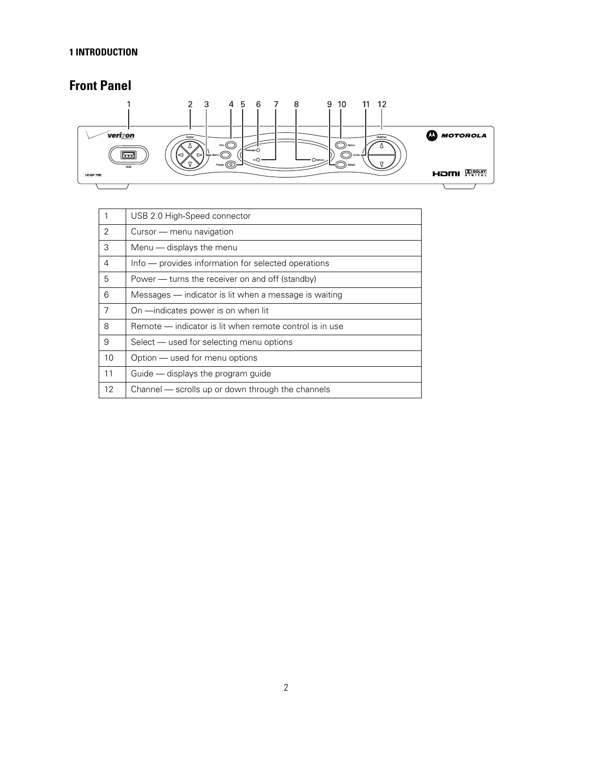# Front Panel

| 1 | USB 2.0 High-Speed connector |
|---|---|
| 2 | Cursor — menu navigation |
| 3 | Menu — displays the menu |
| 4 | Info — provides information for selected operations |
| 5 | Power — turns the receiver on and off (standby) |
| 6 | Messages — indicator is lit when a message is waiting |
| 7 | On —indicates power is on when lit |
| 8 | Remote — indicator is lit when remote control is in use |
| 9 | Select — used for selecting menu options |
| 10 | Option — used for menu options |
| 11 | Guide — displays the program guide |
| 12 | Channel — scrolls up or down through the channels |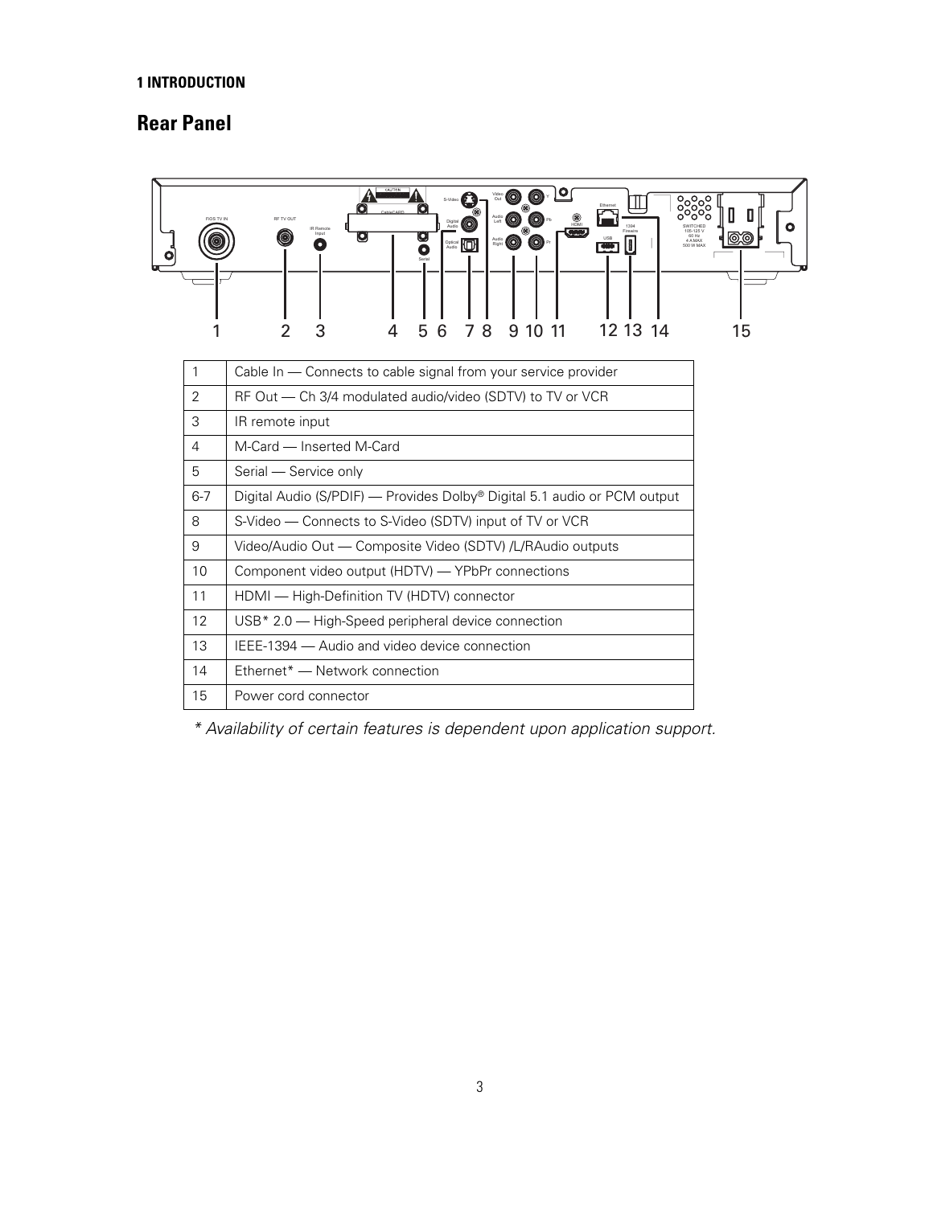### 1 INTRODUCTION

## Rear Panel

| | |
|---|---|
| 1 | Cable In — Connects to cable signal from your service provider |
| 2 | RF Out — Ch 3/4 modulated audio/video (SDTV) to TV or VCR |
| 3 | IR remote input |
| 4 | M-Card — Inserted M-Card |
| 5 | Serial — Service only |
| 6-7 | Digital Audio (S/PDIF) — Provides Dolby® Digital 5.1 audio or PCM output |
| 8 | S-Video — Connects to S-Video (SDTV) input of TV or VCR |
| 9 | Video/Audio Out — Composite Video (SDTV) /L/RAudio outputs |
| 10 | Component video output (HDTV) — YPbPr connections |
| 11 | HDMI — High-Definition TV (HDTV) connector |
| 12 | USB* 2.0 — High-Speed peripheral device connection |
| 13 | IEEE-1394 — Audio and video device connection |
| 14 | Ethernet* — Network connection |
| 15 | Power cord connector |

*\* Availability of certain features is dependent upon application support.*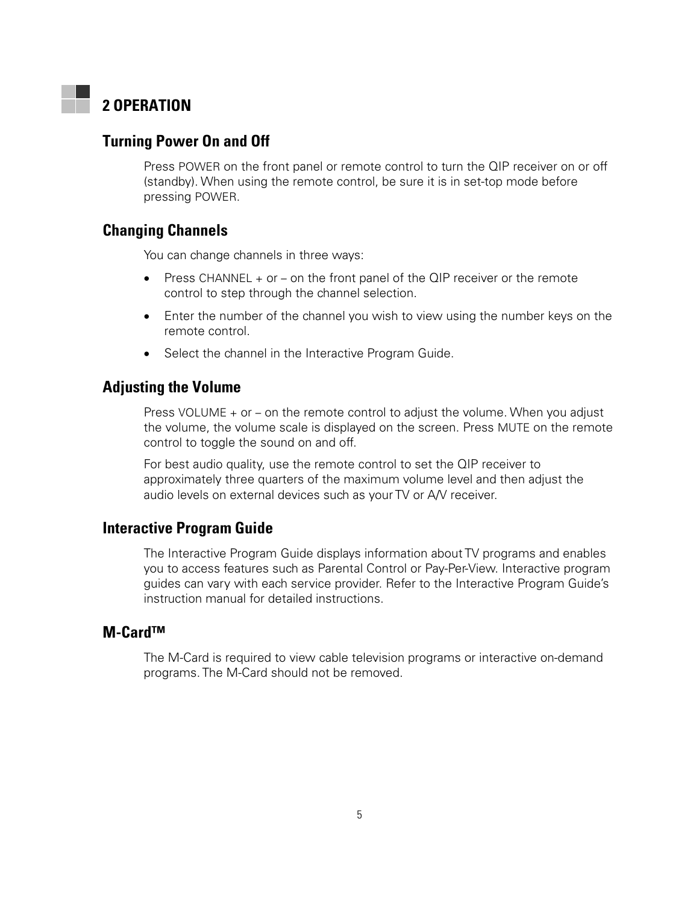# 2 OPERATION

## Turning Power On and Off

Press POWER on the front panel or remote control to turn the QIP receiver on or off (standby). When using the remote control, be sure it is in set-top mode before pressing POWER.

## Changing Channels

You can change channels in three ways:

- Press CHANNEL + or – on the front panel of the QIP receiver or the remote control to step through the channel selection.
- Enter the number of the channel you wish to view using the number keys on the remote control.
- Select the channel in the Interactive Program Guide.

## Adjusting the Volume

Press VOLUME + or – on the remote control to adjust the volume. When you adjust the volume, the volume scale is displayed on the screen. Press MUTE on the remote control to toggle the sound on and off.

For best audio quality, use the remote control to set the QIP receiver to approximately three quarters of the maximum volume level and then adjust the audio levels on external devices such as your TV or A/V receiver.

## Interactive Program Guide

The Interactive Program Guide displays information about TV programs and enables you to access features such as Parental Control or Pay-Per-View. Interactive program guides can vary with each service provider. Refer to the Interactive Program Guide's instruction manual for detailed instructions.

## M-Card™

The M-Card is required to view cable television programs or interactive on-demand programs. The M-Card should not be removed.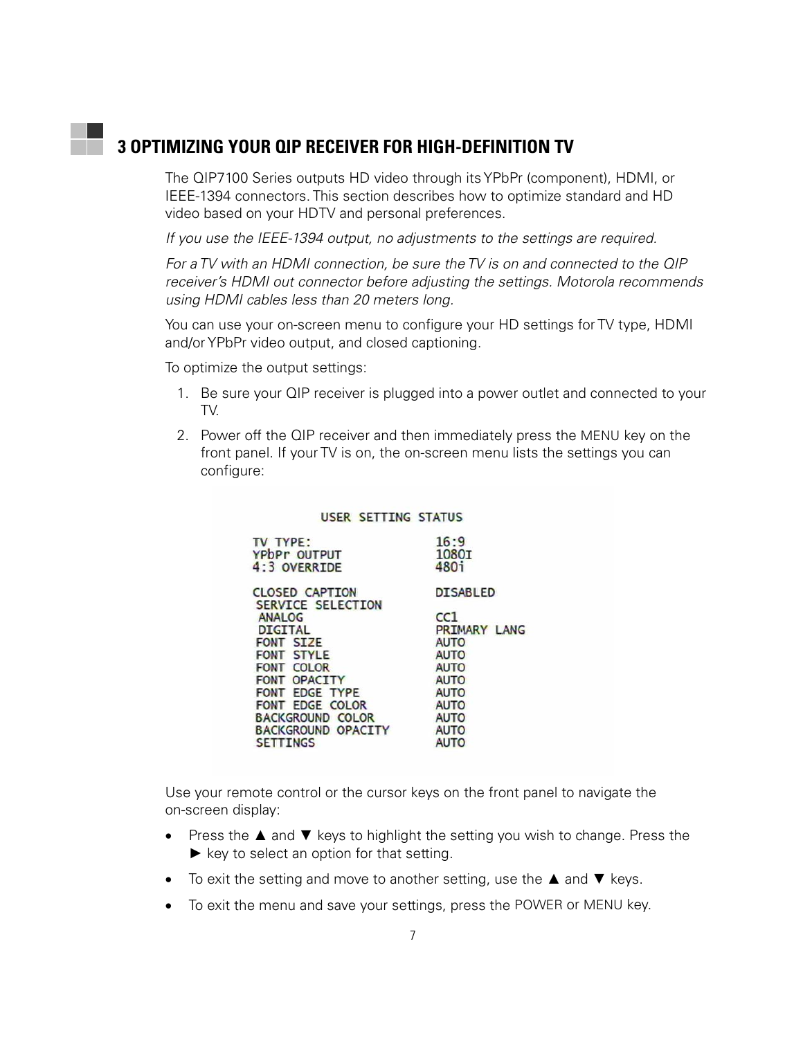# 3 OPTIMIZING YOUR QIP RECEIVER FOR HIGH-DEFINITION TV

The QIP7100 Series outputs HD video through its YPbPr (component), HDMI, or IEEE-1394 connectors. This section describes how to optimize standard and HD video based on your HDTV and personal preferences.

*If you use the IEEE-1394 output, no adjustments to the settings are required.*

*For a TV with an HDMI connection, be sure the TV is on and connected to the QIP receiver's HDMI out connector before adjusting the settings. Motorola recommends using HDMI cables less than 20 meters long.*

You can use your on-screen menu to configure your HD settings for TV type, HDMI and/or YPbPr video output, and closed captioning.

To optimize the output settings:

1. Be sure your QIP receiver is plugged into a power outlet and connected to your TV.
2. Power off the QIP receiver and then immediately press the MENU key on the front panel. If your TV is on, the on-screen menu lists the settings you can configure:

```
USER SETTING STATUS

TV TYPE:              16:9
YPbPr OUTPUT          1080I
4:3 OVERRIDE          480i

CLOSED CAPTION        DISABLED
 SERVICE SELECTION
  ANALOG              CC1
  DIGITAL             PRIMARY LANG
 FONT SIZE            AUTO
 FONT STYLE           AUTO
 FONT COLOR           AUTO
 FONT OPACITY         AUTO
 FONT EDGE TYPE       AUTO
 FONT EDGE COLOR      AUTO
 BACKGROUND COLOR     AUTO
 BACKGROUND OPACITY   AUTO
 SETTINGS             AUTO
```

Use your remote control or the cursor keys on the front panel to navigate the on-screen display:

- Press the ▲ and ▼ keys to highlight the setting you wish to change. Press the ► key to select an option for that setting.
- To exit the setting and move to another setting, use the ▲ and ▼ keys.
- To exit the menu and save your settings, press the POWER or MENU key.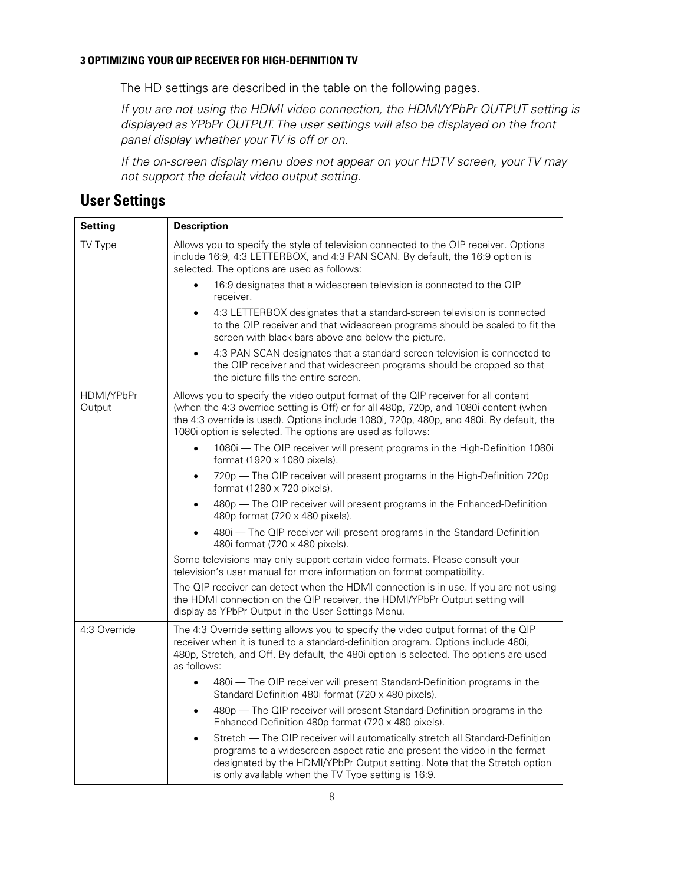The HD settings are described in the table on the following pages.

*If you are not using the HDMI video connection, the HDMI/YPbPr OUTPUT setting is displayed as YPbPr OUTPUT. The user settings will also be displayed on the front panel display whether your TV is off or on.*

*If the on-screen display menu does not appear on your HDTV screen, your TV may not support the default video output setting.*

## User Settings

| Setting | Description |
| --- | --- |
| TV Type | Allows you to specify the style of television connected to the QIP receiver. Options include 16:9, 4:3 LETTERBOX, and 4:3 PAN SCAN. By default, the 16:9 option is selected. The options are used as follows:<br>• 16:9 designates that a widescreen television is connected to the QIP receiver.<br>• 4:3 LETTERBOX designates that a standard-screen television is connected to the QIP receiver and that widescreen programs should be scaled to fit the screen with black bars above and below the picture.<br>• 4:3 PAN SCAN designates that a standard screen television is connected to the QIP receiver and that widescreen programs should be cropped so that the picture fills the entire screen. |
| HDMI/YPbPr Output | Allows you to specify the video output format of the QIP receiver for all content (when the 4:3 override setting is Off) or for all 480p, 720p, and 1080i content (when the 4:3 override is used). Options include 1080i, 720p, 480p, and 480i. By default, the 1080i option is selected. The options are used as follows:<br>• 1080i — The QIP receiver will present programs in the High-Definition 1080i format (1920 x 1080 pixels).<br>• 720p — The QIP receiver will present programs in the High-Definition 720p format (1280 x 720 pixels).<br>• 480p — The QIP receiver will present programs in the Enhanced-Definition 480p format (720 x 480 pixels).<br>• 480i — The QIP receiver will present programs in the Standard-Definition 480i format (720 x 480 pixels).<br>Some televisions may only support certain video formats. Please consult your television's user manual for more information on format compatibility.<br>The QIP receiver can detect when the HDMI connection is in use. If you are not using the HDMI connection on the QIP receiver, the HDMI/YPbPr Output setting will display as YPbPr Output in the User Settings Menu. |
| 4:3 Override | The 4:3 Override setting allows you to specify the video output format of the QIP receiver when it is tuned to a standard-definition program. Options include 480i, 480p, Stretch, and Off. By default, the 480i option is selected. The options are used as follows:<br>• 480i — The QIP receiver will present Standard-Definition programs in the Standard Definition 480i format (720 x 480 pixels).<br>• 480p — The QIP receiver will present Standard-Definition programs in the Enhanced Definition 480p format (720 x 480 pixels).<br>• Stretch — The QIP receiver will automatically stretch all Standard-Definition programs to a widescreen aspect ratio and present the video in the format designated by the HDMI/YPbPr Output setting. Note that the Stretch option is only available when the TV Type setting is 16:9. |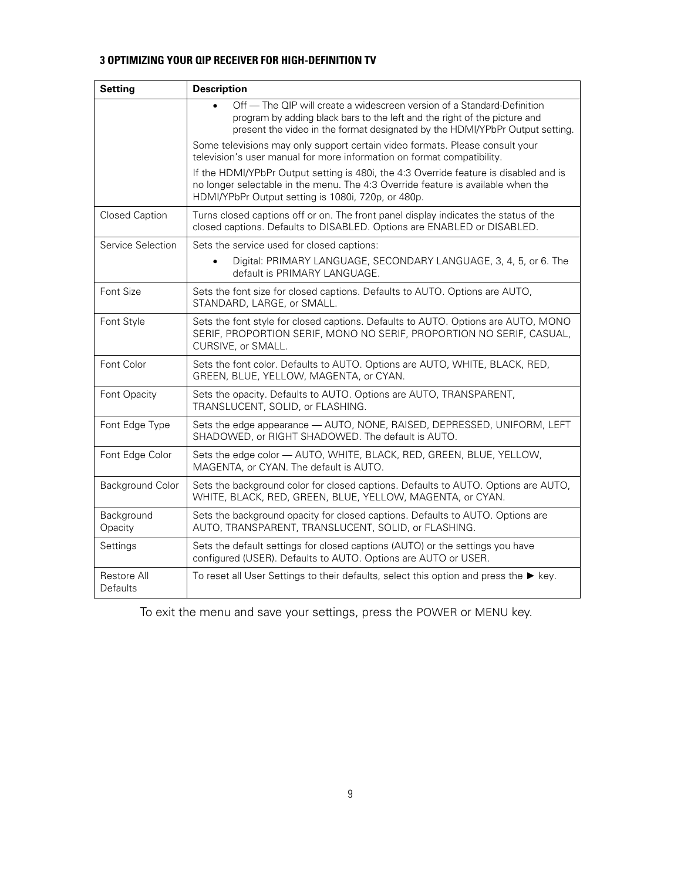### 3 OPTIMIZING YOUR QIP RECEIVER FOR HIGH-DEFINITION TV

| Setting | Description |
|---|---|
| | • Off — The QIP will create a widescreen version of a Standard-Definition program by adding black bars to the left and the right of the picture and present the video in the format designated by the HDMI/YPbPr Output setting.<br><br>Some televisions may only support certain video formats. Please consult your television's user manual for more information on format compatibility.<br><br>If the HDMI/YPbPr Output setting is 480i, the 4:3 Override feature is disabled and is no longer selectable in the menu. The 4:3 Override feature is available when the HDMI/YPbPr Output setting is 1080i, 720p, or 480p. |
| Closed Caption | Turns closed captions off or on. The front panel display indicates the status of the closed captions. Defaults to DISABLED. Options are ENABLED or DISABLED. |
| Service Selection | Sets the service used for closed captions:<br><br>• Digital: PRIMARY LANGUAGE, SECONDARY LANGUAGE, 3, 4, 5, or 6. The default is PRIMARY LANGUAGE. |
| Font Size | Sets the font size for closed captions. Defaults to AUTO. Options are AUTO, STANDARD, LARGE, or SMALL. |
| Font Style | Sets the font style for closed captions. Defaults to AUTO. Options are AUTO, MONO SERIF, PROPORTION SERIF, MONO NO SERIF, PROPORTION NO SERIF, CASUAL, CURSIVE, or SMALL. |
| Font Color | Sets the font color. Defaults to AUTO. Options are AUTO, WHITE, BLACK, RED, GREEN, BLUE, YELLOW, MAGENTA, or CYAN. |
| Font Opacity | Sets the opacity. Defaults to AUTO. Options are AUTO, TRANSPARENT, TRANSLUCENT, SOLID, or FLASHING. |
| Font Edge Type | Sets the edge appearance — AUTO, NONE, RAISED, DEPRESSED, UNIFORM, LEFT SHADOWED, or RIGHT SHADOWED. The default is AUTO. |
| Font Edge Color | Sets the edge color — AUTO, WHITE, BLACK, RED, GREEN, BLUE, YELLOW, MAGENTA, or CYAN. The default is AUTO. |
| Background Color | Sets the background color for closed captions. Defaults to AUTO. Options are AUTO, WHITE, BLACK, RED, GREEN, BLUE, YELLOW, MAGENTA, or CYAN. |
| Background Opacity | Sets the background opacity for closed captions. Defaults to AUTO. Options are AUTO, TRANSPARENT, TRANSLUCENT, SOLID, or FLASHING. |
| Settings | Sets the default settings for closed captions (AUTO) or the settings you have configured (USER). Defaults to AUTO. Options are AUTO or USER. |
| Restore All Defaults | To reset all User Settings to their defaults, select this option and press the ► key. |

To exit the menu and save your settings, press the POWER or MENU key.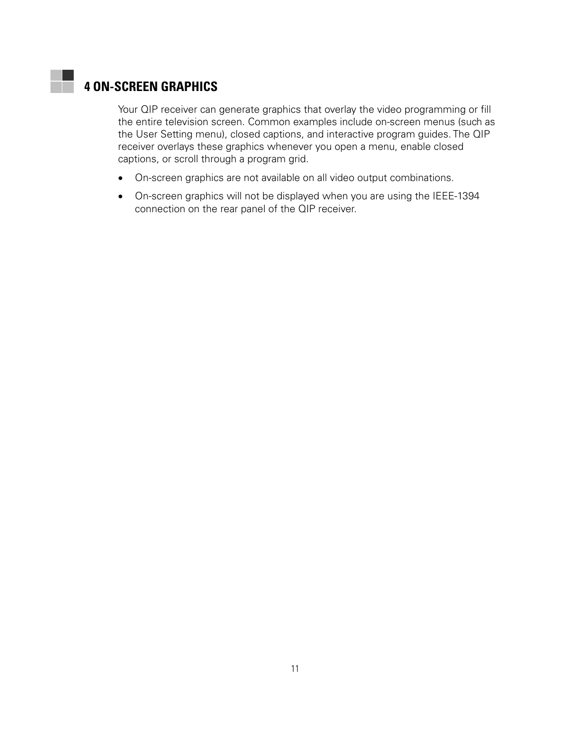# 4 ON-SCREEN GRAPHICS

Your QIP receiver can generate graphics that overlay the video programming or fill the entire television screen. Common examples include on-screen menus (such as the User Setting menu), closed captions, and interactive program guides. The QIP receiver overlays these graphics whenever you open a menu, enable closed captions, or scroll through a program grid.

- On-screen graphics are not available on all video output combinations.
- On-screen graphics will not be displayed when you are using the IEEE-1394 connection on the rear panel of the QIP receiver.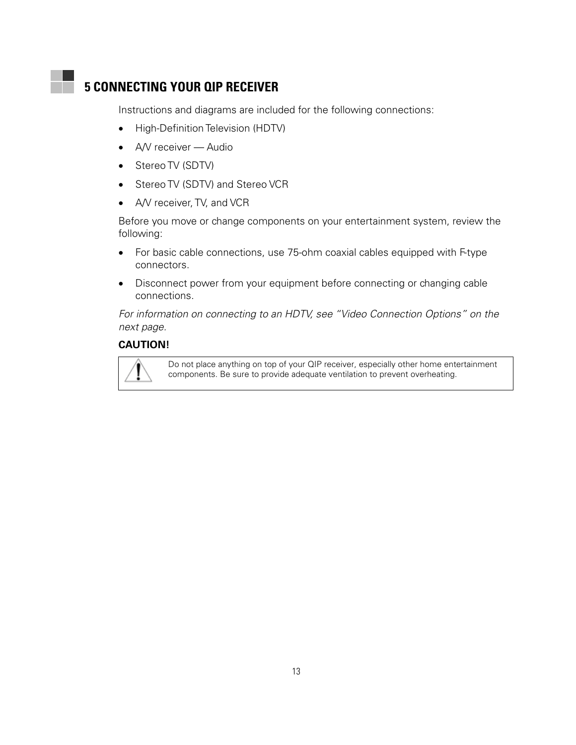# 5 CONNECTING YOUR QIP RECEIVER

Instructions and diagrams are included for the following connections:

- High-Definition Television (HDTV)
- A/V receiver — Audio
- Stereo TV (SDTV)
- Stereo TV (SDTV) and Stereo VCR
- A/V receiver, TV, and VCR

Before you move or change components on your entertainment system, review the following:

- For basic cable connections, use 75-ohm coaxial cables equipped with F-type connectors.
- Disconnect power from your equipment before connecting or changing cable connections.

*For information on connecting to an HDTV, see "Video Connection Options" on the next page.*

**CAUTION!**

Do not place anything on top of your QIP receiver, especially other home entertainment components. Be sure to provide adequate ventilation to prevent overheating.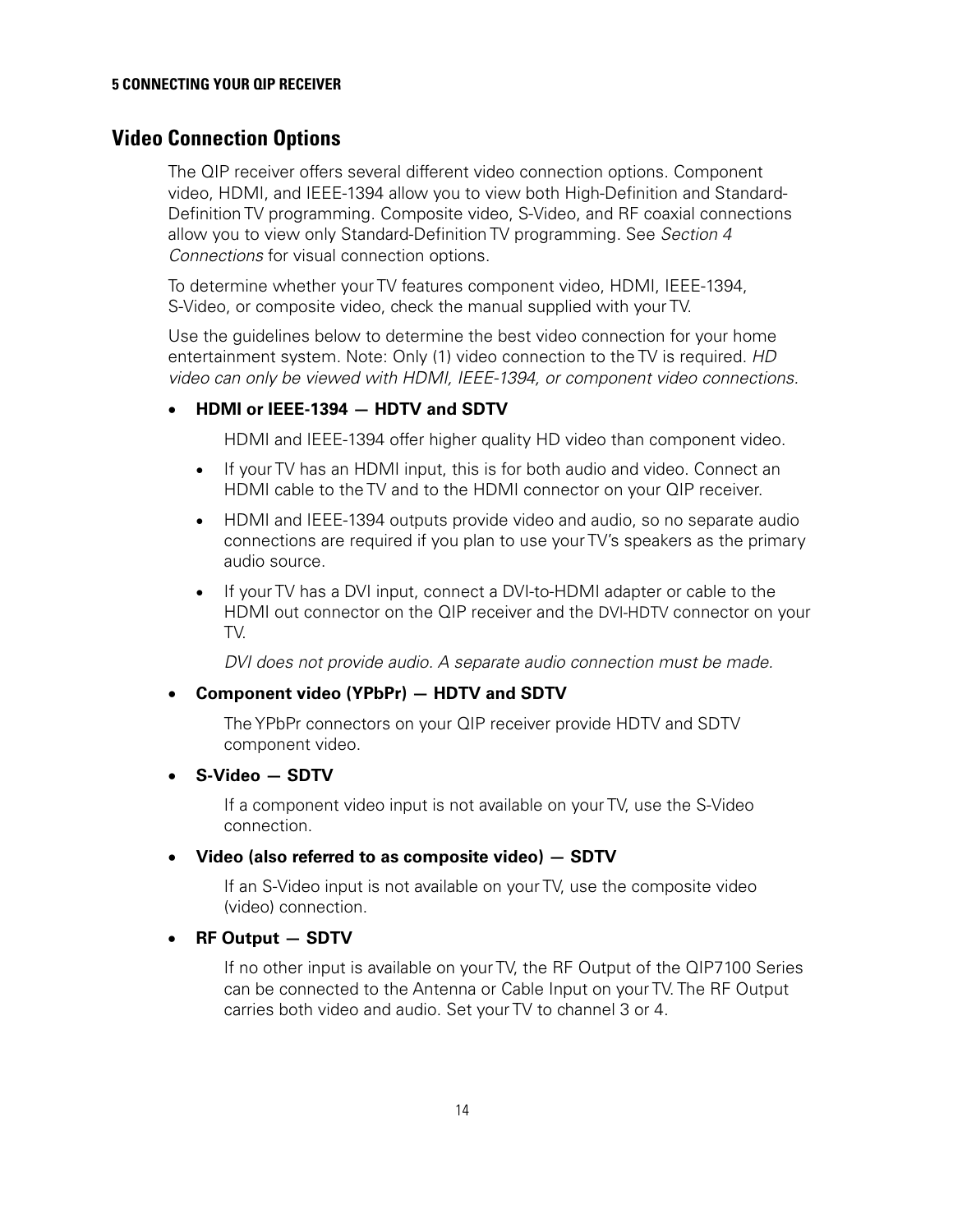## Video Connection Options

The QIP receiver offers several different video connection options. Component video, HDMI, and IEEE-1394 allow you to view both High-Definition and Standard-Definition TV programming. Composite video, S-Video, and RF coaxial connections allow you to view only Standard-Definition TV programming. See *Section 4 Connections* for visual connection options.

To determine whether your TV features component video, HDMI, IEEE-1394, S-Video, or composite video, check the manual supplied with your TV.

Use the guidelines below to determine the best video connection for your home entertainment system. Note: Only (1) video connection to the TV is required. *HD video can only be viewed with HDMI, IEEE-1394, or component video connections.*

- **HDMI or IEEE-1394 — HDTV and SDTV**

  HDMI and IEEE-1394 offer higher quality HD video than component video.

  - If your TV has an HDMI input, this is for both audio and video. Connect an HDMI cable to the TV and to the HDMI connector on your QIP receiver.
  - HDMI and IEEE-1394 outputs provide video and audio, so no separate audio connections are required if you plan to use your TV's speakers as the primary audio source.
  - If your TV has a DVI input, connect a DVI-to-HDMI adapter or cable to the HDMI out connector on the QIP receiver and the DVI-HDTV connector on your TV.

  *DVI does not provide audio. A separate audio connection must be made.*

- **Component video (YPbPr) — HDTV and SDTV**

  The YPbPr connectors on your QIP receiver provide HDTV and SDTV component video.

- **S-Video — SDTV**

  If a component video input is not available on your TV, use the S-Video connection.

- **Video (also referred to as composite video) — SDTV**

  If an S-Video input is not available on your TV, use the composite video (video) connection.

- **RF Output — SDTV**

  If no other input is available on your TV, the RF Output of the QIP7100 Series can be connected to the Antenna or Cable Input on your TV. The RF Output carries both video and audio. Set your TV to channel 3 or 4.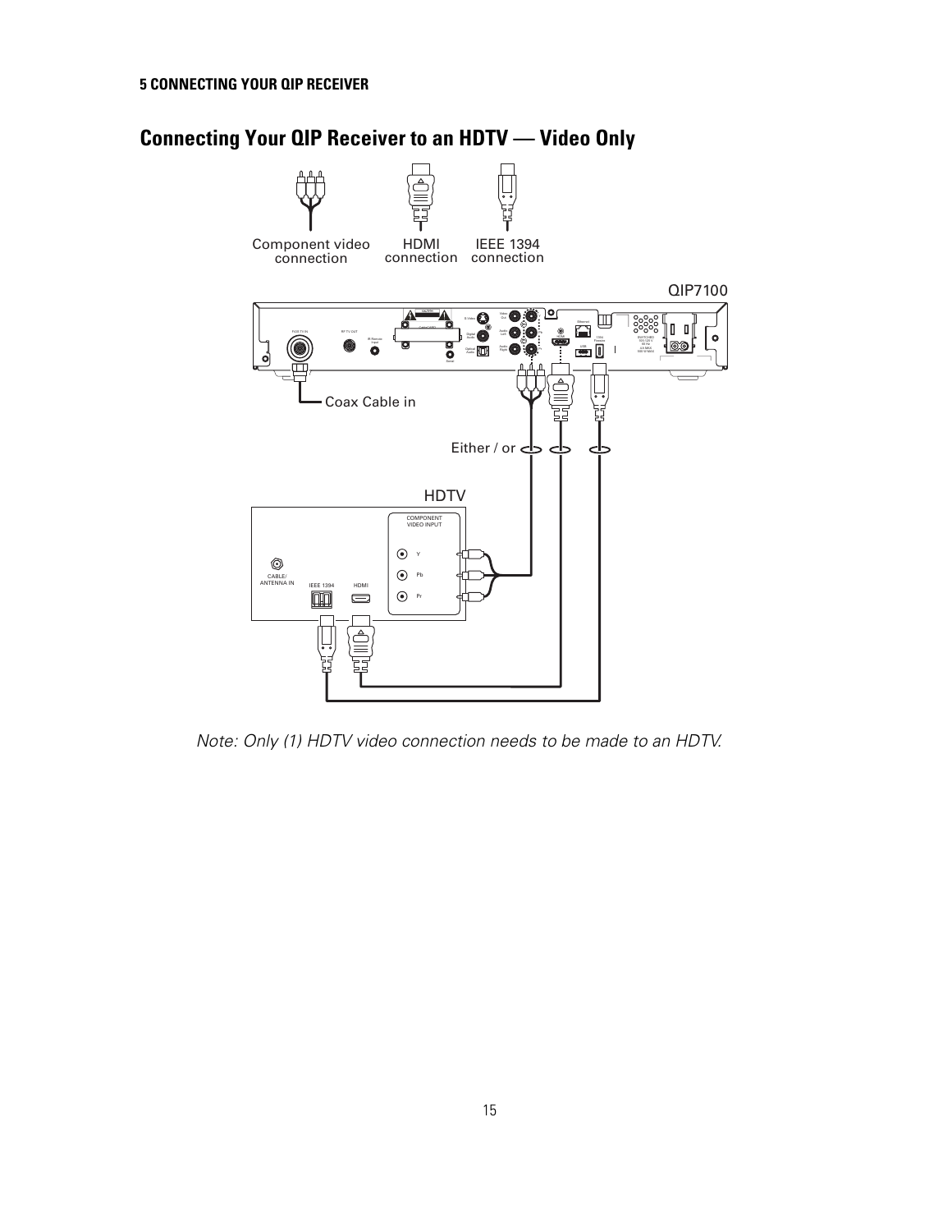## Connecting Your QIP Receiver to an HDTV — Video Only

*Note: Only (1) HDTV video connection needs to be made to an HDTV.*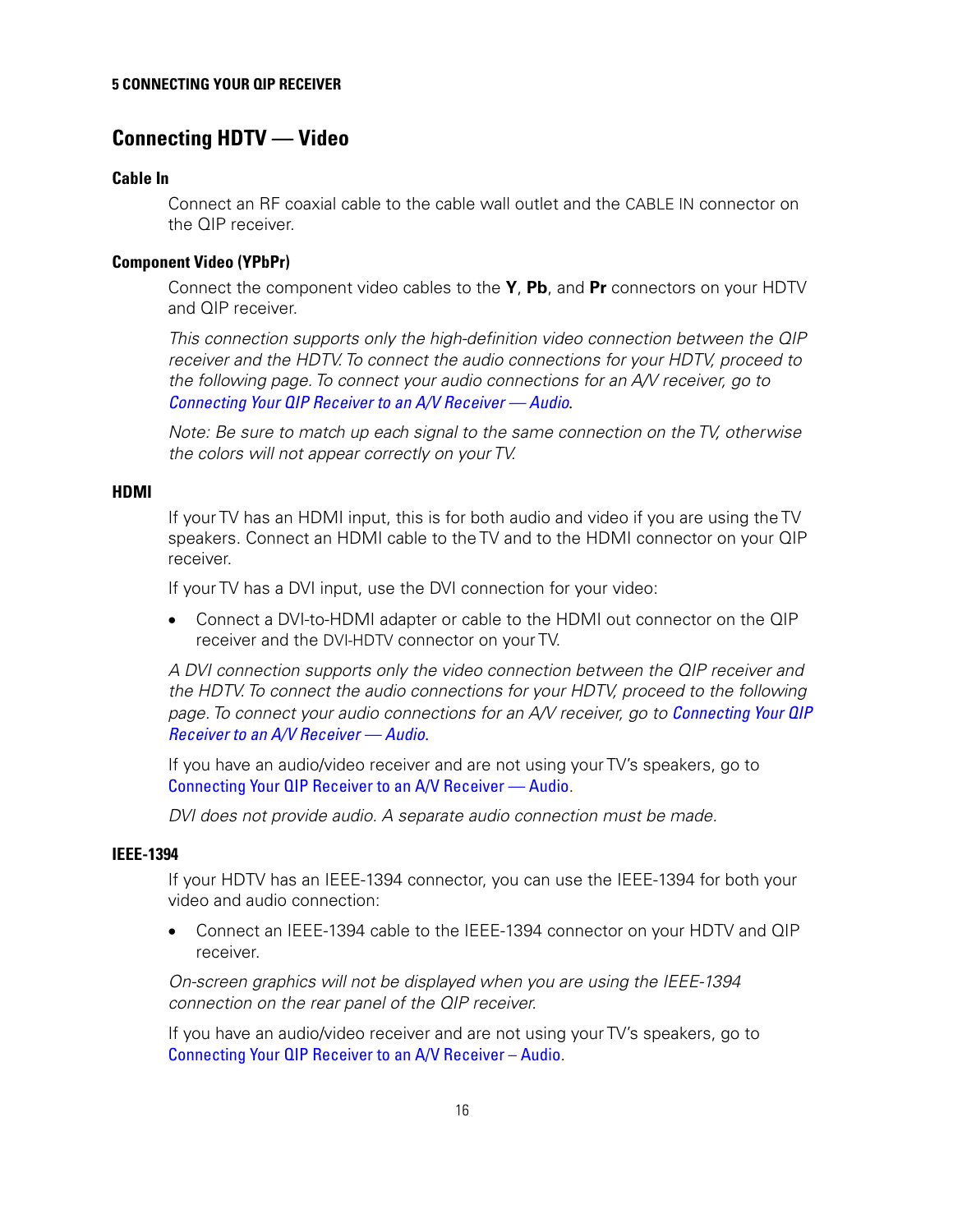## Connecting HDTV — Video

### Cable In

Connect an RF coaxial cable to the cable wall outlet and the CABLE IN connector on the QIP receiver.

### Component Video (YPbPr)

Connect the component video cables to the **Y**, **Pb**, and **Pr** connectors on your HDTV and QIP receiver.

*This connection supports only the high-definition video connection between the QIP receiver and the HDTV. To connect the audio connections for your HDTV, proceed to the following page. To connect your audio connections for an A/V receiver, go to Connecting Your QIP Receiver to an A/V Receiver — Audio.*

*Note: Be sure to match up each signal to the same connection on the TV, otherwise the colors will not appear correctly on your TV.*

### HDMI

If your TV has an HDMI input, this is for both audio and video if you are using the TV speakers. Connect an HDMI cable to the TV and to the HDMI connector on your QIP receiver.

If your TV has a DVI input, use the DVI connection for your video:

- Connect a DVI-to-HDMI adapter or cable to the HDMI out connector on the QIP receiver and the DVI-HDTV connector on your TV.

*A DVI connection supports only the video connection between the QIP receiver and the HDTV. To connect the audio connections for your HDTV, proceed to the following page. To connect your audio connections for an A/V receiver, go to Connecting Your QIP Receiver to an A/V Receiver — Audio.*

If you have an audio/video receiver and are not using your TV's speakers, go to Connecting Your QIP Receiver to an A/V Receiver — Audio.

*DVI does not provide audio. A separate audio connection must be made.*

### IEEE-1394

If your HDTV has an IEEE-1394 connector, you can use the IEEE-1394 for both your video and audio connection:

- Connect an IEEE-1394 cable to the IEEE-1394 connector on your HDTV and QIP receiver.

*On-screen graphics will not be displayed when you are using the IEEE-1394 connection on the rear panel of the QIP receiver.*

If you have an audio/video receiver and are not using your TV's speakers, go to Connecting Your QIP Receiver to an A/V Receiver – Audio.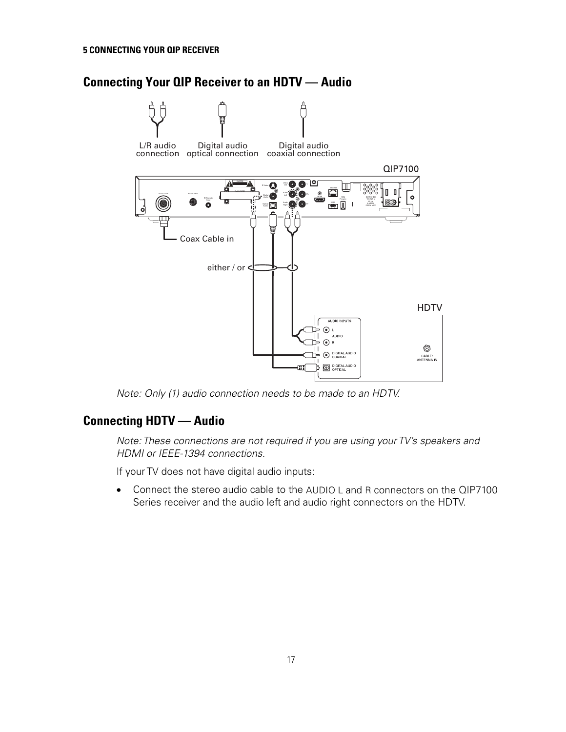## Connecting Your QIP Receiver to an HDTV — Audio

*Note: Only (1) audio connection needs to be made to an HDTV.*

## Connecting HDTV — Audio

*Note: These connections are not required if you are using your TV's speakers and HDMI or IEEE-1394 connections.*

If your TV does not have digital audio inputs:

- Connect the stereo audio cable to the AUDIO L and R connectors on the QIP7100 Series receiver and the audio left and audio right connectors on the HDTV.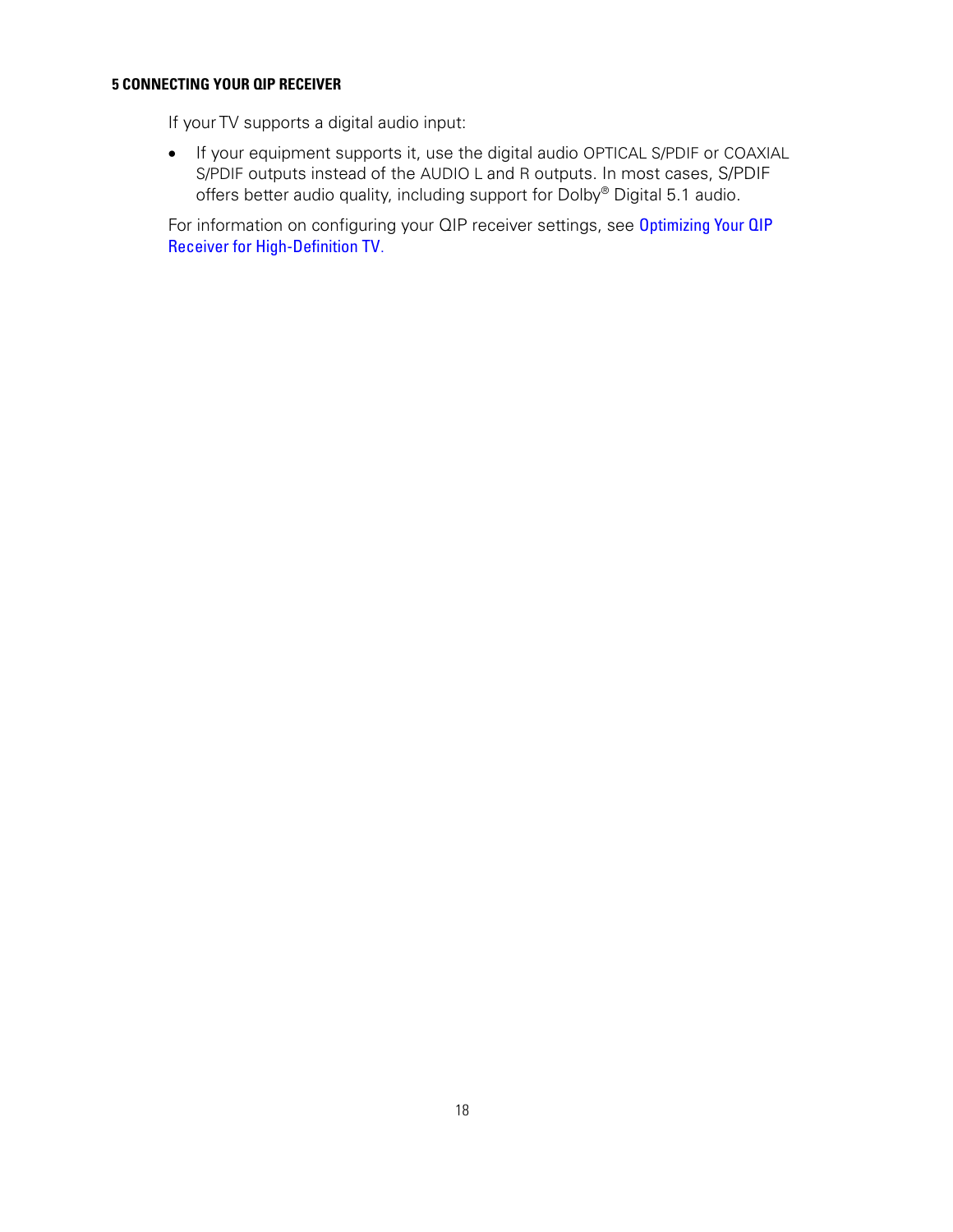If your TV supports a digital audio input:

- If your equipment supports it, use the digital audio OPTICAL S/PDIF or COAXIAL S/PDIF outputs instead of the AUDIO L and R outputs. In most cases, S/PDIF offers better audio quality, including support for Dolby® Digital 5.1 audio.

For information on configuring your QIP receiver settings, see Optimizing Your QIP Receiver for High-Definition TV.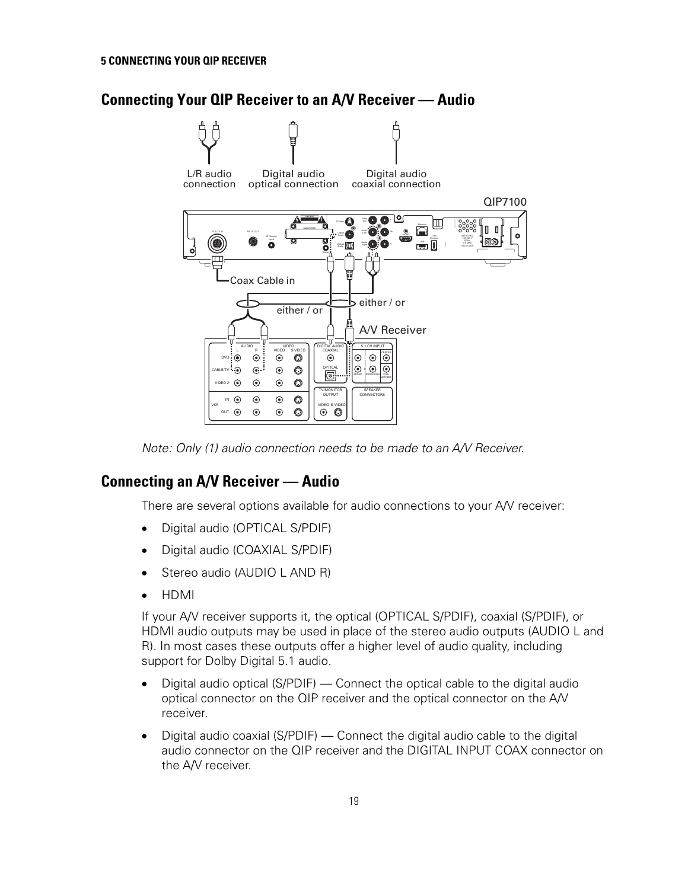# Connecting Your QIP Receiver to an A/V Receiver — Audio

*Note: Only (1) audio connection needs to be made to an A/V Receiver.*

## Connecting an A/V Receiver — Audio

There are several options available for audio connections to your A/V receiver:

- Digital audio (OPTICAL S/PDIF)
- Digital audio (COAXIAL S/PDIF)
- Stereo audio (AUDIO L AND R)
- HDMI

If your A/V receiver supports it, the optical (OPTICAL S/PDIF), coaxial (S/PDIF), or HDMI audio outputs may be used in place of the stereo audio outputs (AUDIO L and R). In most cases these outputs offer a higher level of audio quality, including support for Dolby Digital 5.1 audio.

- Digital audio optical (S/PDIF) — Connect the optical cable to the digital audio optical connector on the QIP receiver and the optical connector on the A/V receiver.
- Digital audio coaxial (S/PDIF) — Connect the digital audio cable to the digital audio connector on the QIP receiver and the DIGITAL INPUT COAX connector on the A/V receiver.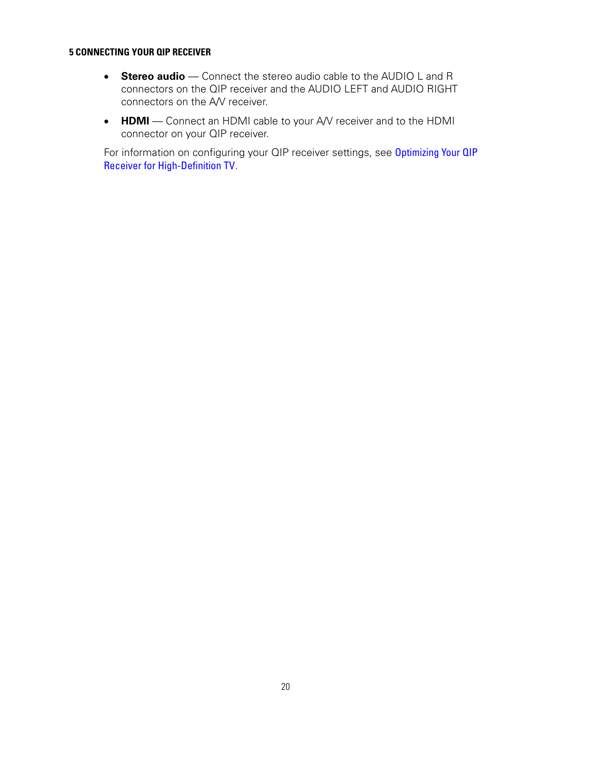- **Stereo audio** — Connect the stereo audio cable to the AUDIO L and R connectors on the QIP receiver and the AUDIO LEFT and AUDIO RIGHT connectors on the A/V receiver.
- **HDMI** — Connect an HDMI cable to your A/V receiver and to the HDMI connector on your QIP receiver.

For information on configuring your QIP receiver settings, see Optimizing Your QIP Receiver for High-Definition TV.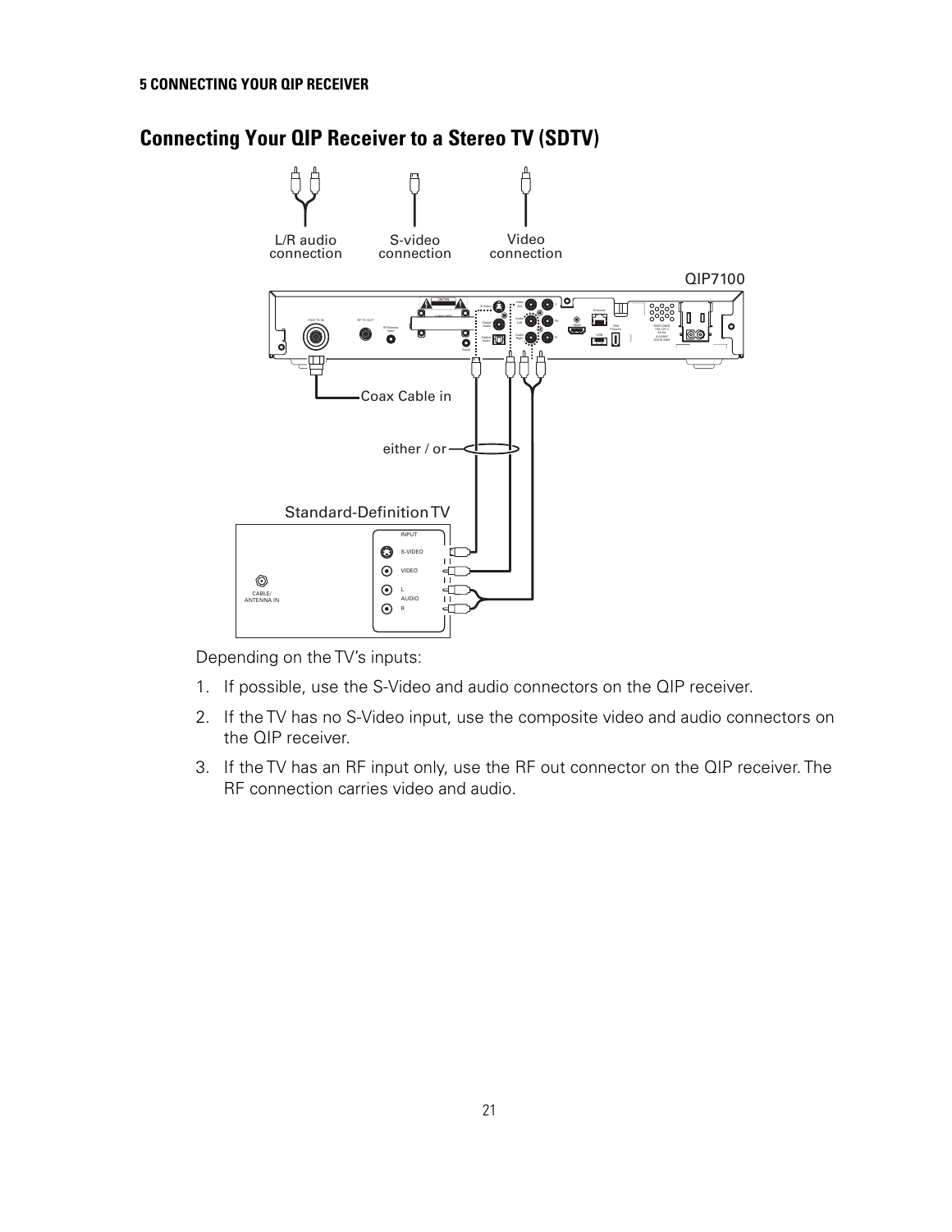## Connecting Your QIP Receiver to a Stereo TV (SDTV)

Depending on the TV's inputs:

1. If possible, use the S-Video and audio connectors on the QIP receiver.
2. If the TV has no S-Video input, use the composite video and audio connectors on the QIP receiver.
3. If the TV has an RF input only, use the RF out connector on the QIP receiver. The RF connection carries video and audio.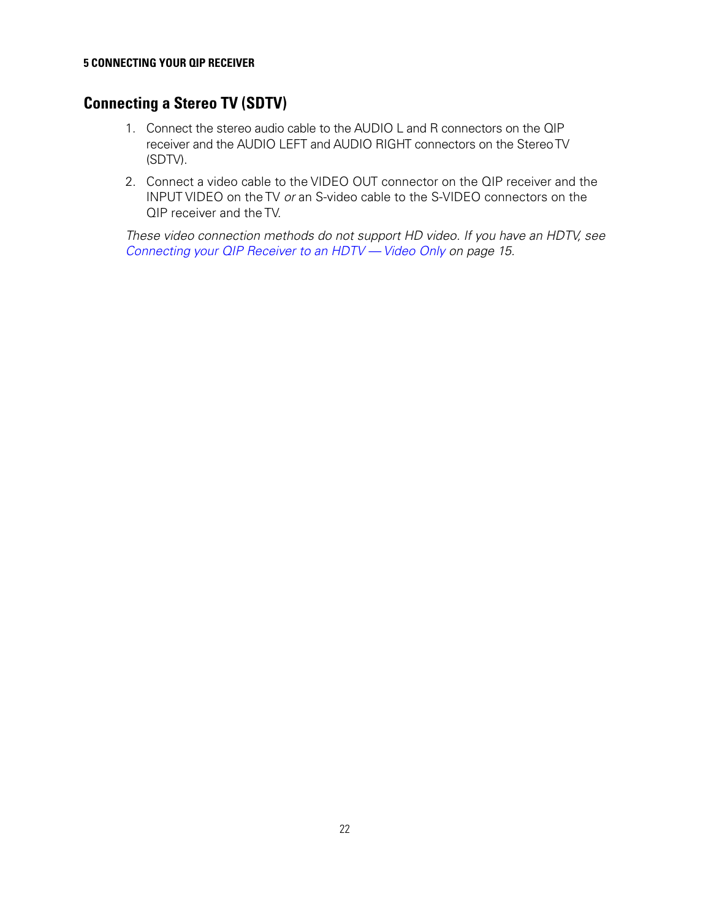## Connecting a Stereo TV (SDTV)

1. Connect the stereo audio cable to the AUDIO L and R connectors on the QIP receiver and the AUDIO LEFT and AUDIO RIGHT connectors on the Stereo TV (SDTV).
2. Connect a video cable to the VIDEO OUT connector on the QIP receiver and the INPUT VIDEO on the TV *or* an S-video cable to the S-VIDEO connectors on the QIP receiver and the TV.

*These video connection methods do not support HD video. If you have an HDTV, see Connecting your QIP Receiver to an HDTV — Video Only on page 15.*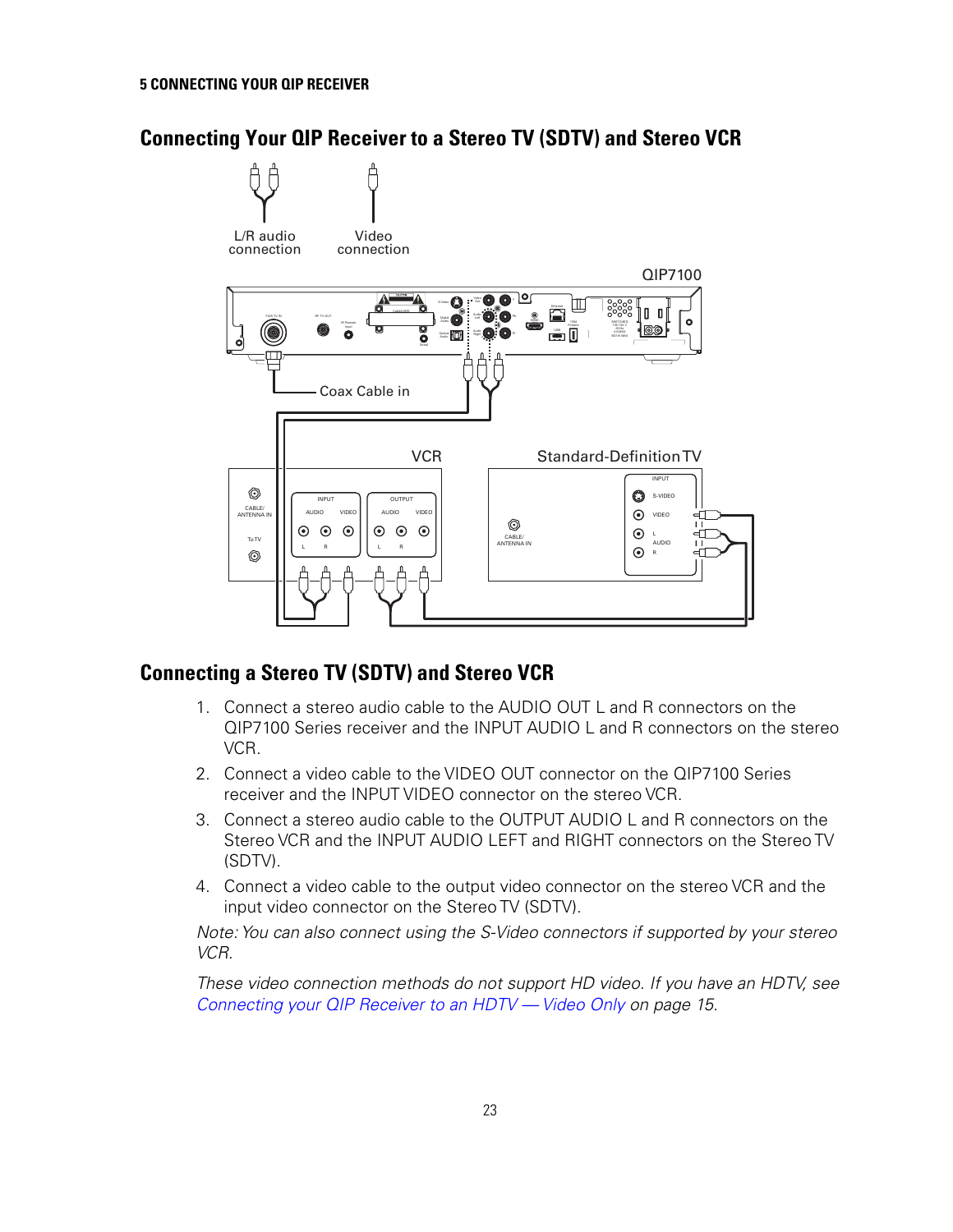## Connecting Your QIP Receiver to a Stereo TV (SDTV) and Stereo VCR

## Connecting a Stereo TV (SDTV) and Stereo VCR

1. Connect a stereo audio cable to the AUDIO OUT L and R connectors on the QIP7100 Series receiver and the INPUT AUDIO L and R connectors on the stereo VCR.
2. Connect a video cable to the VIDEO OUT connector on the QIP7100 Series receiver and the INPUT VIDEO connector on the stereo VCR.
3. Connect a stereo audio cable to the OUTPUT AUDIO L and R connectors on the Stereo VCR and the INPUT AUDIO LEFT and RIGHT connectors on the Stereo TV (SDTV).
4. Connect a video cable to the output video connector on the stereo VCR and the input video connector on the Stereo TV (SDTV).

*Note: You can also connect using the S-Video connectors if supported by your stereo VCR.*

*These video connection methods do not support HD video. If you have an HDTV, see Connecting your QIP Receiver to an HDTV — Video Only on page 15.*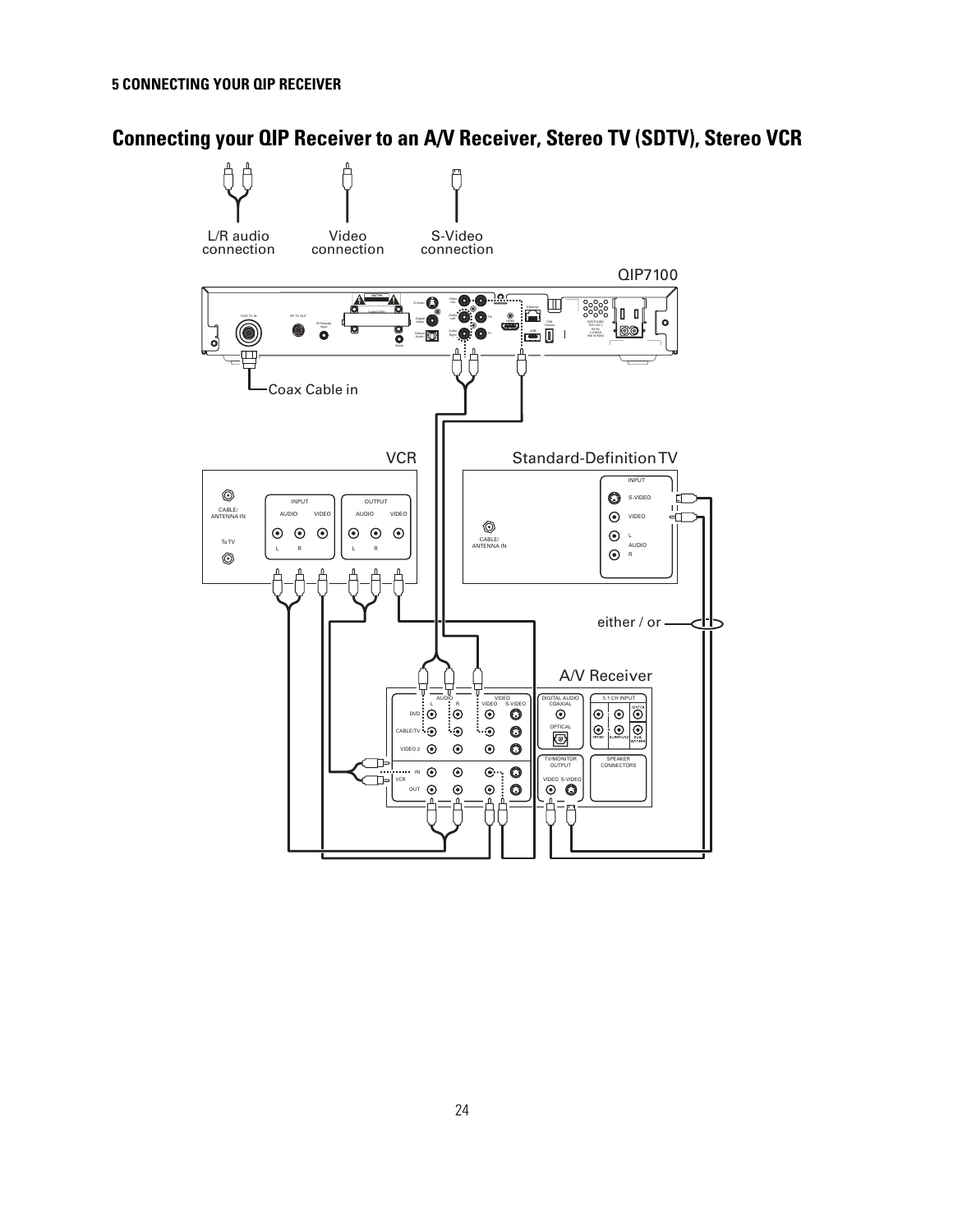## 5 CONNECTING YOUR QIP RECEIVER

# Connecting your QIP Receiver to an A/V Receiver, Stereo TV (SDTV), Stereo VCR

L/R audio connection

Video connection

S-Video connection

QIP7100

Coax Cable in

VCR

Standard-Definition TV

either / or

A/V Receiver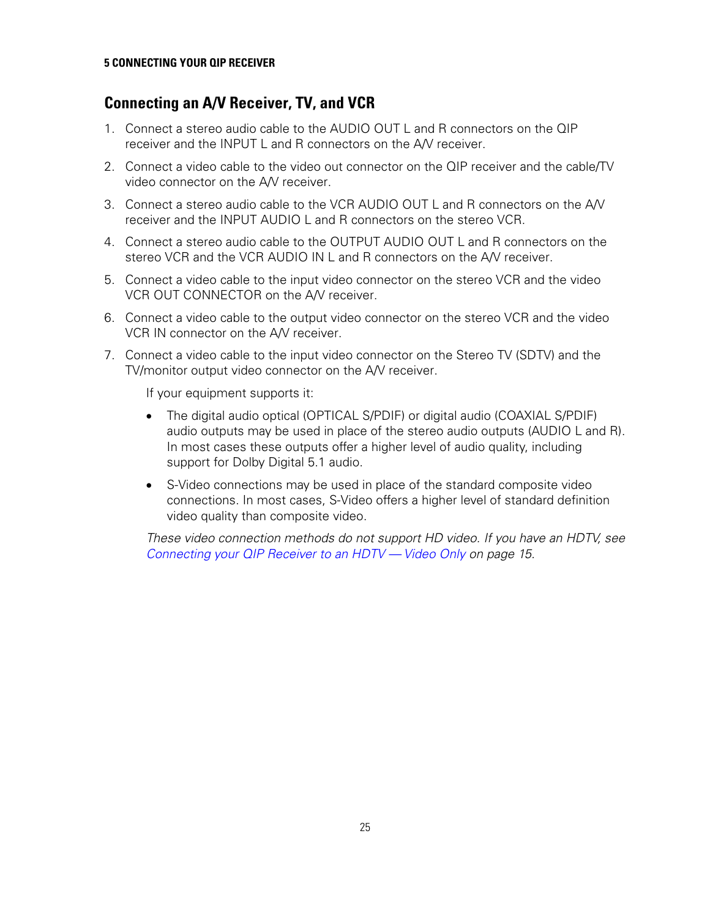## Connecting an A/V Receiver, TV, and VCR

1. Connect a stereo audio cable to the AUDIO OUT L and R connectors on the QIP receiver and the INPUT L and R connectors on the A/V receiver.
2. Connect a video cable to the video out connector on the QIP receiver and the cable/TV video connector on the A/V receiver.
3. Connect a stereo audio cable to the VCR AUDIO OUT L and R connectors on the A/V receiver and the INPUT AUDIO L and R connectors on the stereo VCR.
4. Connect a stereo audio cable to the OUTPUT AUDIO OUT L and R connectors on the stereo VCR and the VCR AUDIO IN L and R connectors on the A/V receiver.
5. Connect a video cable to the input video connector on the stereo VCR and the video VCR OUT CONNECTOR on the A/V receiver.
6. Connect a video cable to the output video connector on the stereo VCR and the video VCR IN connector on the A/V receiver.
7. Connect a video cable to the input video connector on the Stereo TV (SDTV) and the TV/monitor output video connector on the A/V receiver.

   If your equipment supports it:

   - The digital audio optical (OPTICAL S/PDIF) or digital audio (COAXIAL S/PDIF) audio outputs may be used in place of the stereo audio outputs (AUDIO L and R). In most cases these outputs offer a higher level of audio quality, including support for Dolby Digital 5.1 audio.
   - S-Video connections may be used in place of the standard composite video connections. In most cases, S-Video offers a higher level of standard definition video quality than composite video.

   *These video connection methods do not support HD video. If you have an HDTV, see Connecting your QIP Receiver to an HDTV — Video Only on page 15.*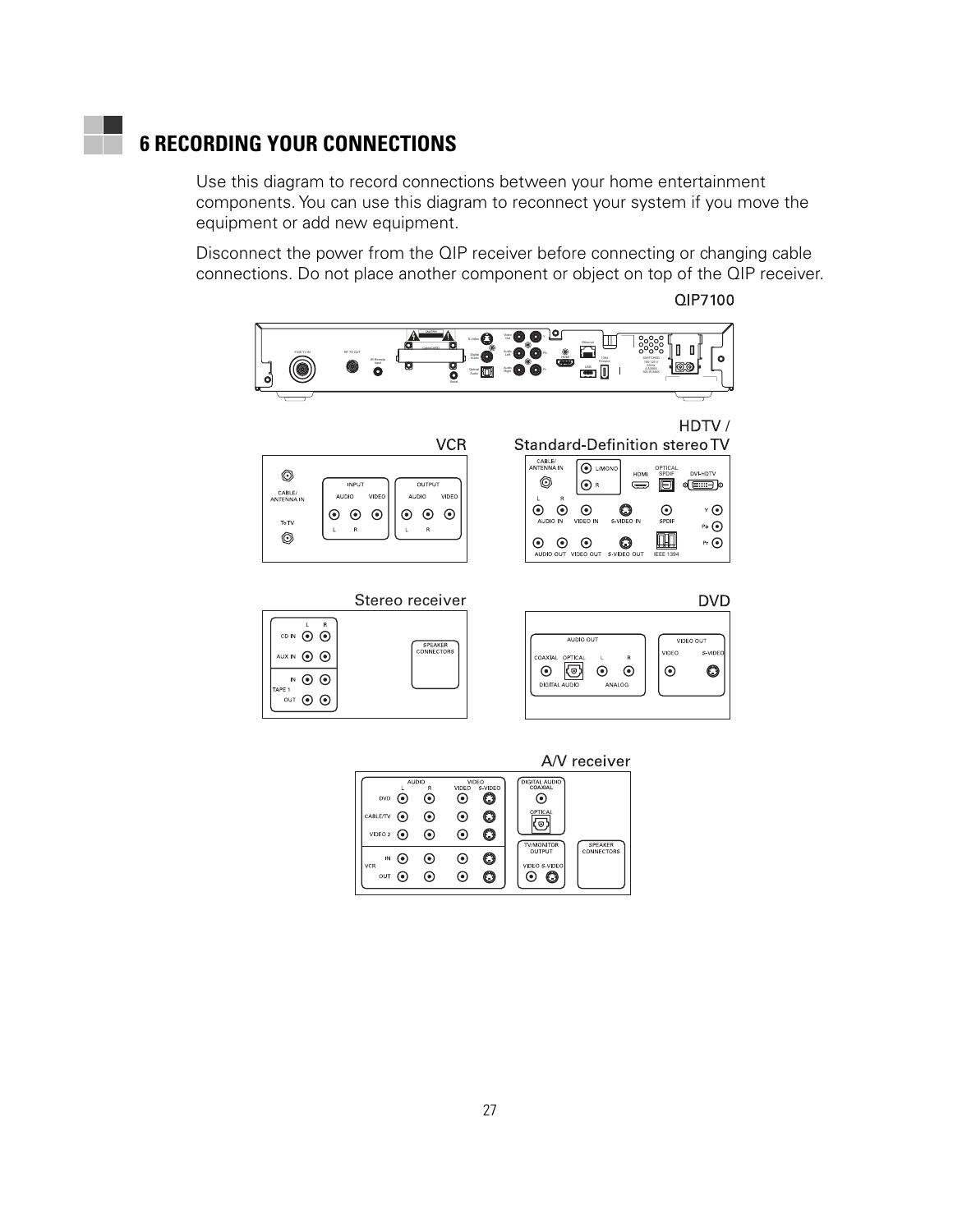# 6 RECORDING YOUR CONNECTIONS

Use this diagram to record connections between your home entertainment components. You can use this diagram to reconnect your system if you move the equipment or add new equipment.

Disconnect the power from the QIP receiver before connecting or changing cable connections. Do not place another component or object on top of the QIP receiver.

QIP7100

VCR

HDTV / Standard-Definition stereo TV

Stereo receiver

DVD

A/V receiver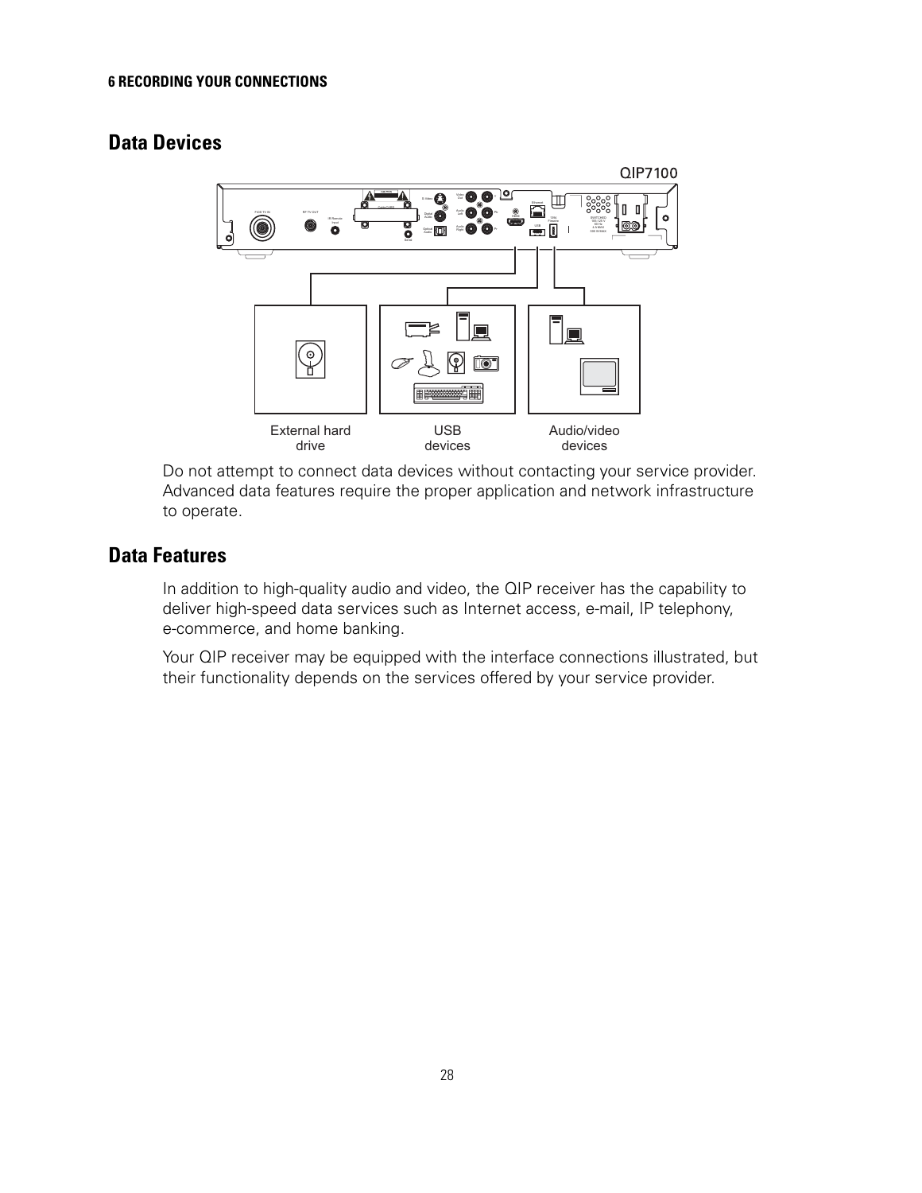## Data Devices

QIP7100

External hard drive

USB devices

Audio/video devices

Do not attempt to connect data devices without contacting your service provider. Advanced data features require the proper application and network infrastructure to operate.

## Data Features

In addition to high-quality audio and video, the QIP receiver has the capability to deliver high-speed data services such as Internet access, e-mail, IP telephony, e-commerce, and home banking.

Your QIP receiver may be equipped with the interface connections illustrated, but their functionality depends on the services offered by your service provider.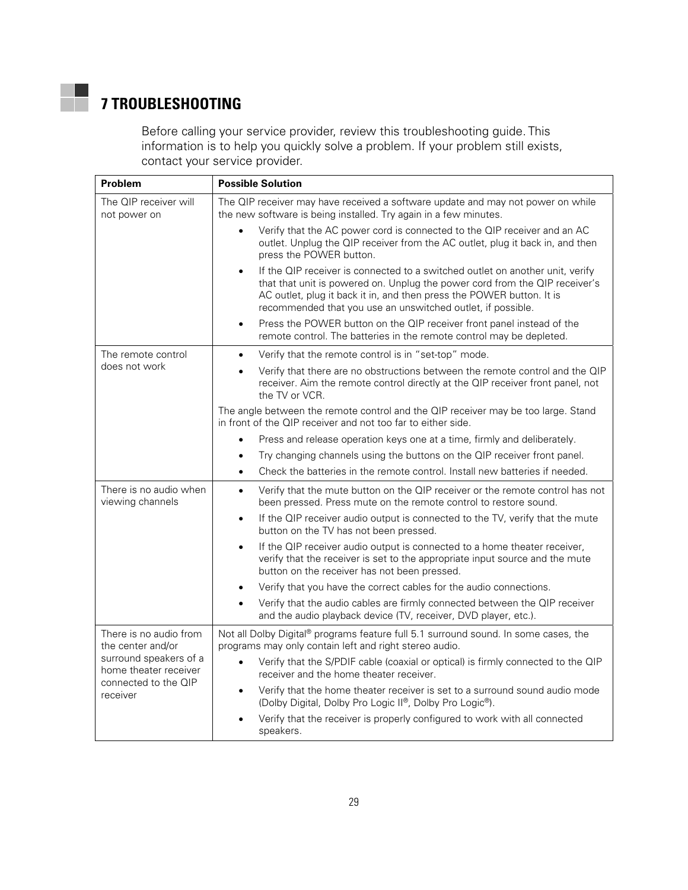# 7 TROUBLESHOOTING

Before calling your service provider, review this troubleshooting guide. This information is to help you quickly solve a problem. If your problem still exists, contact your service provider.

| Problem | Possible Solution |
|---|---|
| The QIP receiver will not power on | The QIP receiver may have received a software update and may not power on while the new software is being installed. Try again in a few minutes.<br>• Verify that the AC power cord is connected to the QIP receiver and an AC outlet. Unplug the QIP receiver from the AC outlet, plug it back in, and then press the POWER button.<br>• If the QIP receiver is connected to a switched outlet on another unit, verify that that unit is powered on. Unplug the power cord from the QIP receiver's AC outlet, plug it back in, and then press the POWER button. It is recommended that you use an unswitched outlet, if possible.<br>• Press the POWER button on the QIP receiver front panel instead of the remote control. The batteries in the remote control may be depleted. |
| The remote control does not work | • Verify that the remote control is in "set-top" mode.<br>• Verify that there are no obstructions between the remote control and the QIP receiver. Aim the remote control directly at the QIP receiver front panel, not the TV or VCR.<br>The angle between the remote control and the QIP receiver may be too large. Stand in front of the QIP receiver and not too far to either side.<br>• Press and release operation keys one at a time, firmly and deliberately.<br>• Try changing channels using the buttons on the QIP receiver front panel.<br>• Check the batteries in the remote control. Install new batteries if needed. |
| There is no audio when viewing channels | • Verify that the mute button on the QIP receiver or the remote control has not been pressed. Press mute on the remote control to restore sound.<br>• If the QIP receiver audio output is connected to the TV, verify that the mute button on the TV has not been pressed.<br>• If the QIP receiver audio output is connected to a home theater receiver, verify that the receiver is set to the appropriate input source and the mute button on the receiver has not been pressed.<br>• Verify that you have the correct cables for the audio connections.<br>• Verify that the audio cables are firmly connected between the QIP receiver and the audio playback device (TV, receiver, DVD player, etc.). |
| There is no audio from the center and/or surround speakers of a home theater receiver connected to the QIP receiver | Not all Dolby Digital® programs feature full 5.1 surround sound. In some cases, the programs may only contain left and right stereo audio.<br>• Verify that the S/PDIF cable (coaxial or optical) is firmly connected to the QIP receiver and the home theater receiver.<br>• Verify that the home theater receiver is set to a surround sound audio mode (Dolby Digital, Dolby Pro Logic II®, Dolby Pro Logic®).<br>• Verify that the receiver is properly configured to work with all connected speakers. |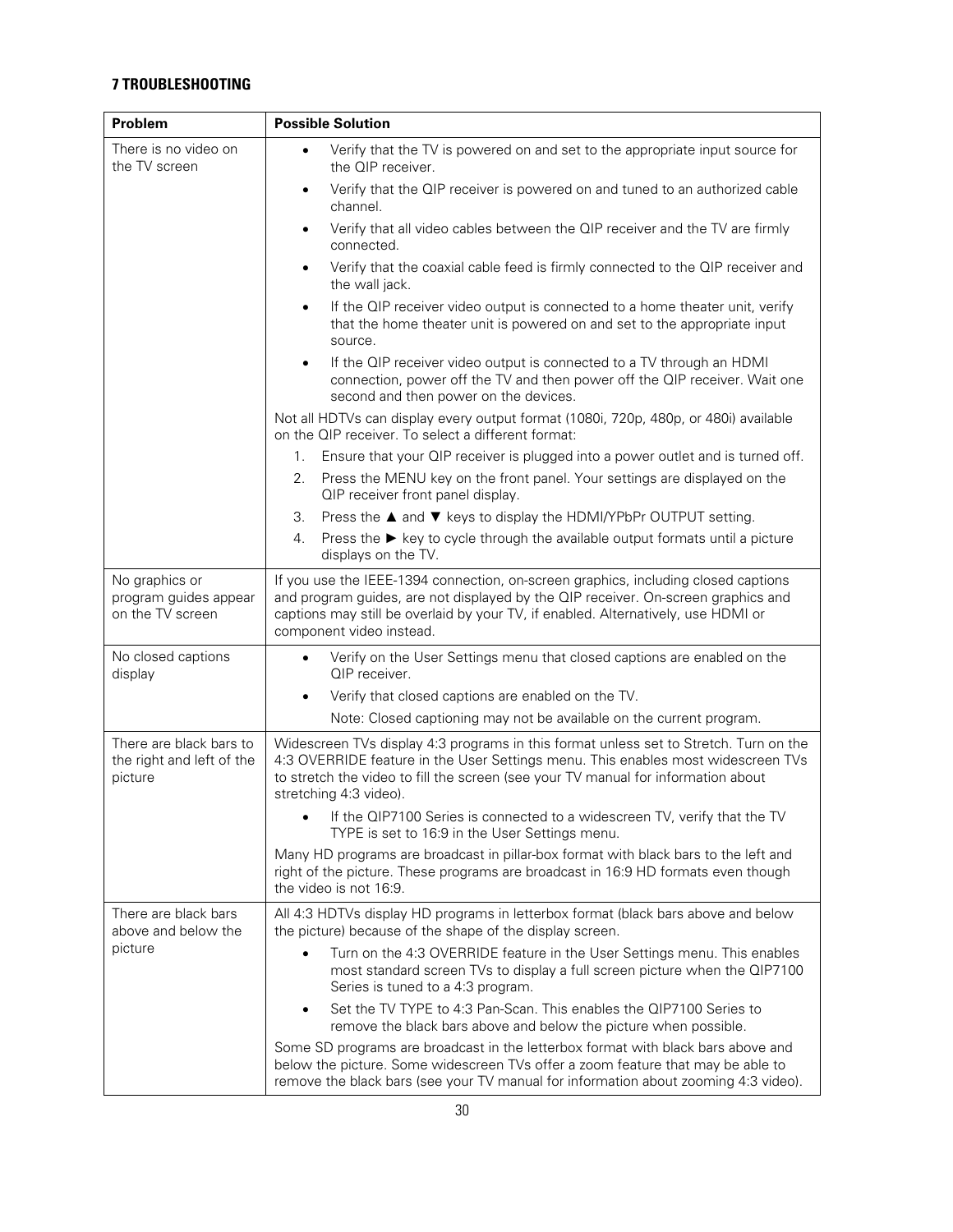# 7 TROUBLESHOOTING

| Problem | Possible Solution |
|---|---|
| There is no video on the TV screen | • Verify that the TV is powered on and set to the appropriate input source for the QIP receiver.<br>• Verify that the QIP receiver is powered on and tuned to an authorized cable channel.<br>• Verify that all video cables between the QIP receiver and the TV are firmly connected.<br>• Verify that the coaxial cable feed is firmly connected to the QIP receiver and the wall jack.<br>• If the QIP receiver video output is connected to a home theater unit, verify that the home theater unit is powered on and set to the appropriate input source.<br>• If the QIP receiver video output is connected to a TV through an HDMI connection, power off the TV and then power off the QIP receiver. Wait one second and then power on the devices.<br>Not all HDTVs can display every output format (1080i, 720p, 480p, or 480i) available on the QIP receiver. To select a different format:<br>1. Ensure that your QIP receiver is plugged into a power outlet and is turned off.<br>2. Press the MENU key on the front panel. Your settings are displayed on the QIP receiver front panel display.<br>3. Press the ▲ and ▼ keys to display the HDMI/YPbPr OUTPUT setting.<br>4. Press the ► key to cycle through the available output formats until a picture displays on the TV. |
| No graphics or program guides appear on the TV screen | If you use the IEEE-1394 connection, on-screen graphics, including closed captions and program guides, are not displayed by the QIP receiver. On-screen graphics and captions may still be overlaid by your TV, if enabled. Alternatively, use HDMI or component video instead. |
| No closed captions display | • Verify on the User Settings menu that closed captions are enabled on the QIP receiver.<br>• Verify that closed captions are enabled on the TV.<br>Note: Closed captioning may not be available on the current program. |
| There are black bars to the right and left of the picture | Widescreen TVs display 4:3 programs in this format unless set to Stretch. Turn on the 4:3 OVERRIDE feature in the User Settings menu. This enables most widescreen TVs to stretch the video to fill the screen (see your TV manual for information about stretching 4:3 video).<br>• If the QIP7100 Series is connected to a widescreen TV, verify that the TV TYPE is set to 16:9 in the User Settings menu.<br>Many HD programs are broadcast in pillar-box format with black bars to the left and right of the picture. These programs are broadcast in 16:9 HD formats even though the video is not 16:9. |
| There are black bars above and below the picture | All 4:3 HDTVs display HD programs in letterbox format (black bars above and below the picture) because of the shape of the display screen.<br>• Turn on the 4:3 OVERRIDE feature in the User Settings menu. This enables most standard screen TVs to display a full screen picture when the QIP7100 Series is tuned to a 4:3 program.<br>• Set the TV TYPE to 4:3 Pan-Scan. This enables the QIP7100 Series to remove the black bars above and below the picture when possible.<br>Some SD programs are broadcast in the letterbox format with black bars above and below the picture. Some widescreen TVs offer a zoom feature that may be able to remove the black bars (see your TV manual for information about zooming 4:3 video). |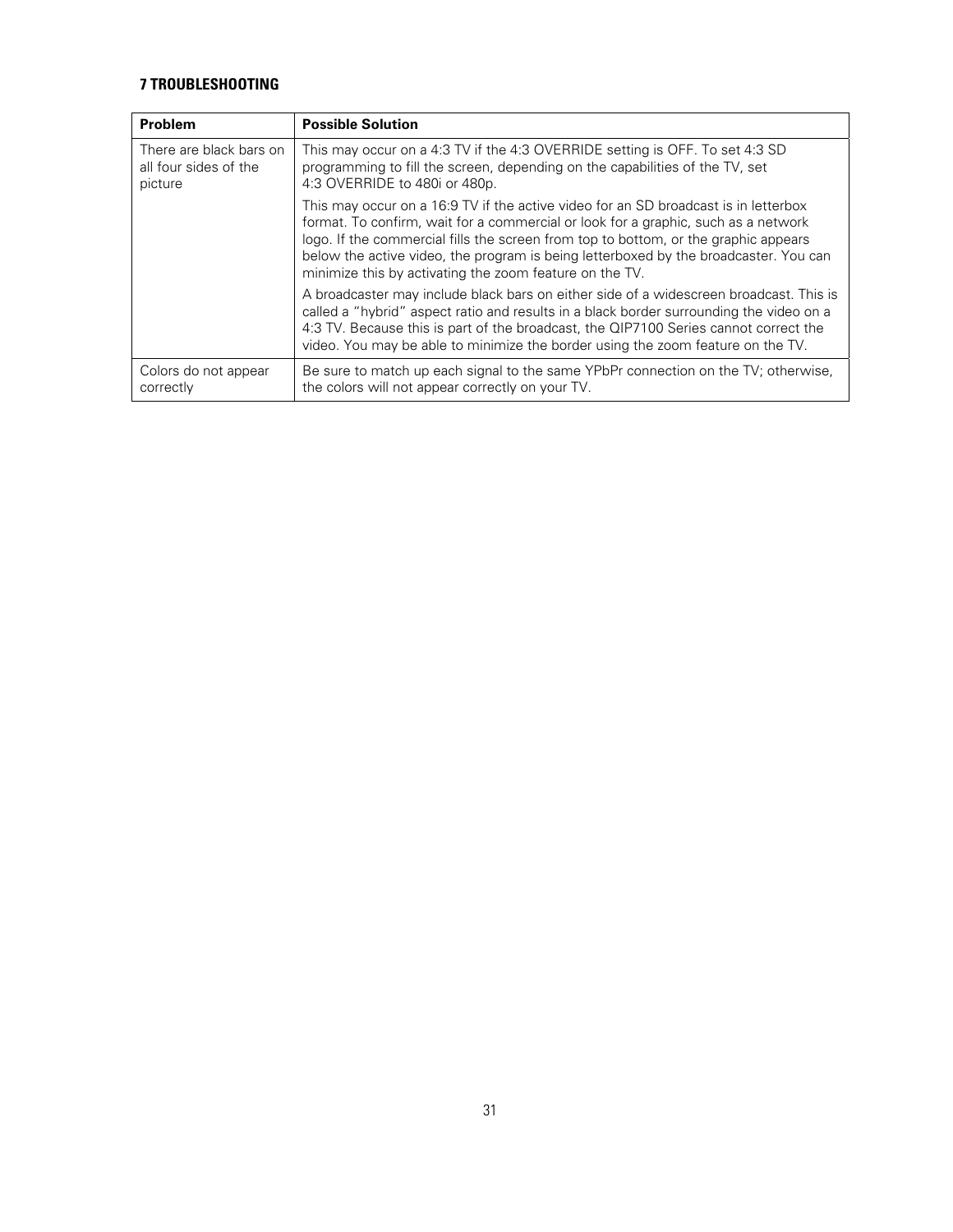## 7 TROUBLESHOOTING

| Problem | Possible Solution |
|---|---|
| There are black bars on all four sides of the picture | This may occur on a 4:3 TV if the 4:3 OVERRIDE setting is OFF. To set 4:3 SD programming to fill the screen, depending on the capabilities of the TV, set 4:3 OVERRIDE to 480i or 480p.<br><br>This may occur on a 16:9 TV if the active video for an SD broadcast is in letterbox format. To confirm, wait for a commercial or look for a graphic, such as a network logo. If the commercial fills the screen from top to bottom, or the graphic appears below the active video, the program is being letterboxed by the broadcaster. You can minimize this by activating the zoom feature on the TV.<br><br>A broadcaster may include black bars on either side of a widescreen broadcast. This is called a "hybrid" aspect ratio and results in a black border surrounding the video on a 4:3 TV. Because this is part of the broadcast, the QIP7100 Series cannot correct the video. You may be able to minimize the border using the zoom feature on the TV. |
| Colors do not appear correctly | Be sure to match up each signal to the same YPbPr connection on the TV; otherwise, the colors will not appear correctly on your TV. |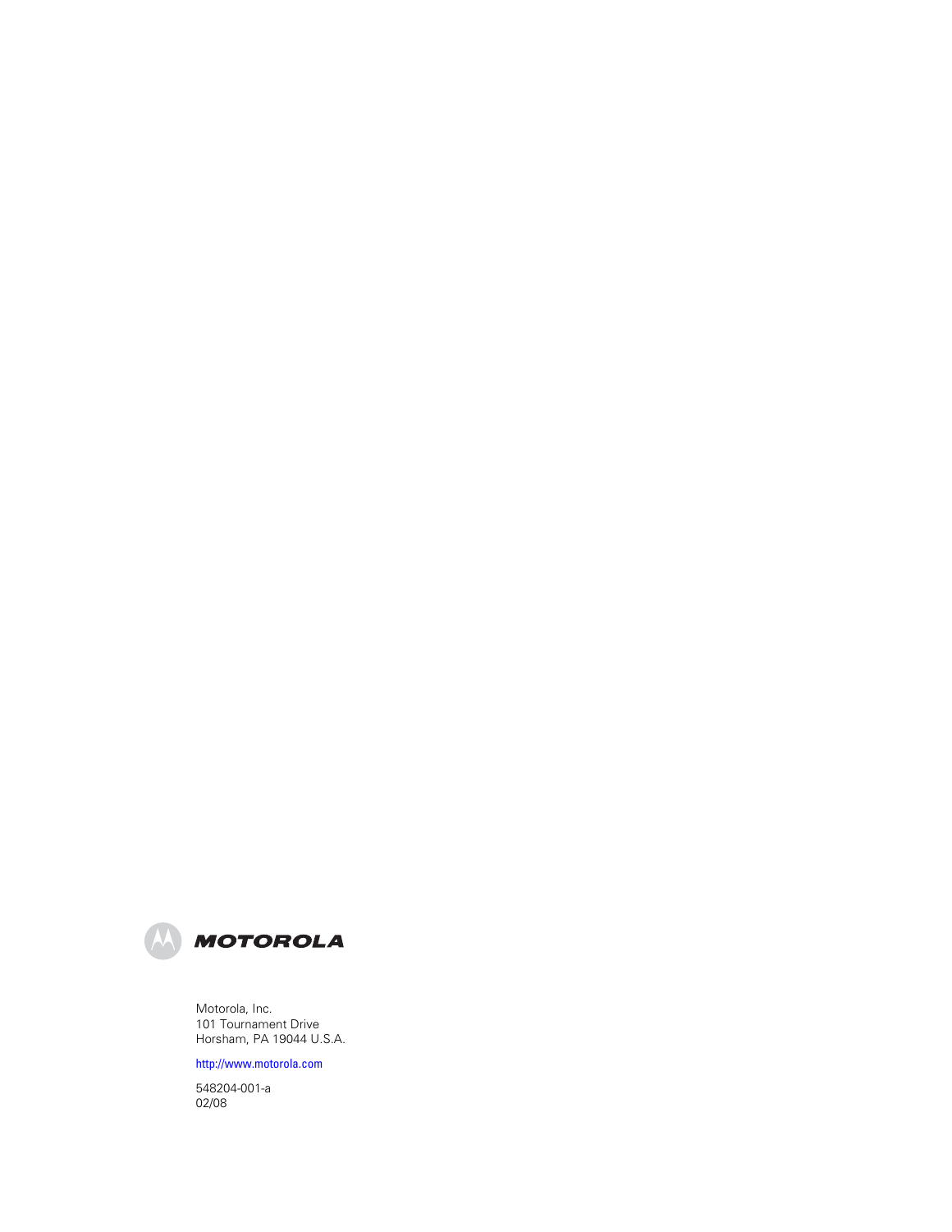MOTOROLA

Motorola, Inc.
101 Tournament Drive
Horsham, PA 19044 U.S.A.

http://www.motorola.com

548204-001-a
02/08